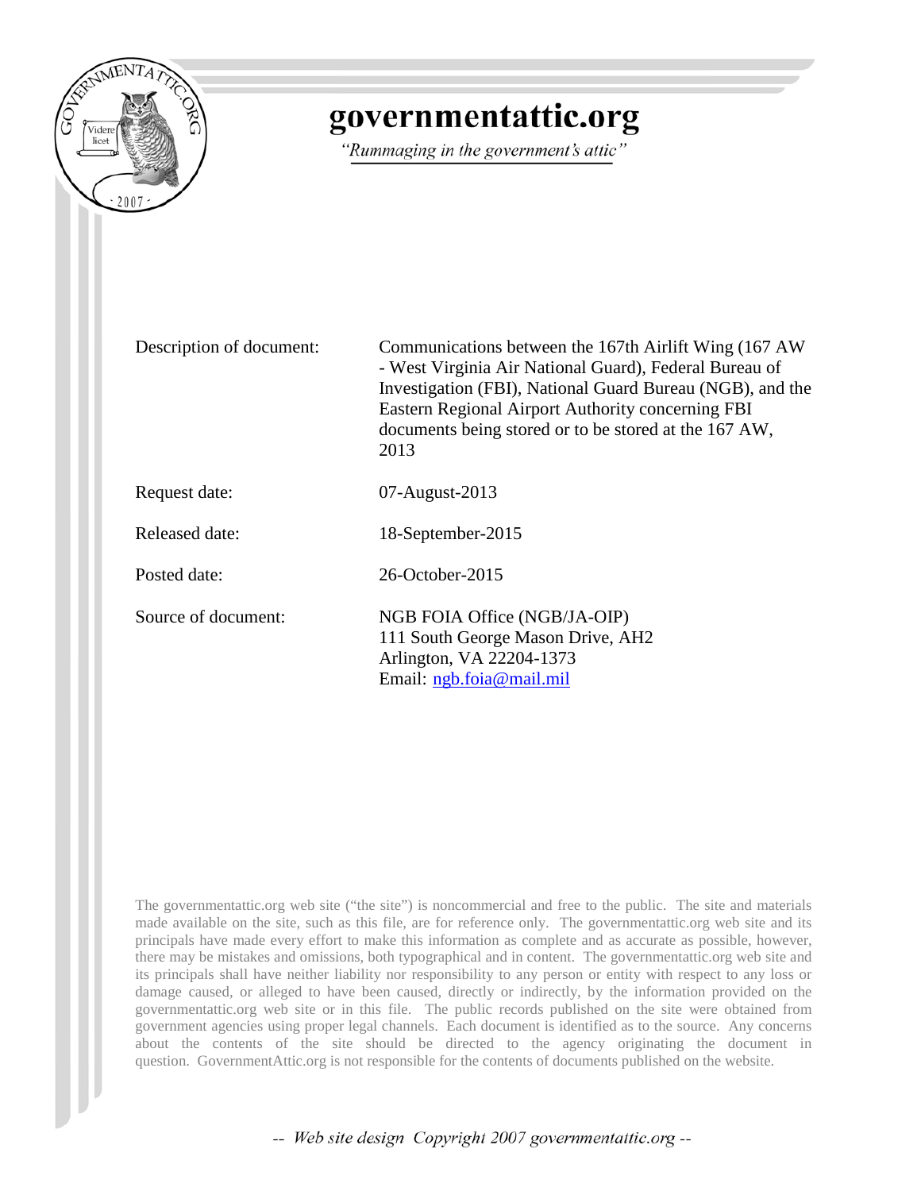# governmentattic.org

*"Rummaging in the government's attic"*

| | |
|---|---|
| Description of document: | Communications between the 167th Airlift Wing (167 AW - West Virginia Air National Guard), Federal Bureau of Investigation (FBI), National Guard Bureau (NGB), and the Eastern Regional Airport Authority concerning FBI documents being stored or to be stored at the 167 AW, 2013 |
| Request date: | 07-August-2013 |
| Released date: | 18-September-2015 |
| Posted date: | 26-October-2015 |
| Source of document: | NGB FOIA Office (NGB/JA-OIP)<br>111 South George Mason Drive, AH2<br>Arlington, VA 22204-1373<br>Email: [ngb.foia@mail.mil](mailto:ngb.foia@mail.mil) |

The governmentattic.org web site ("the site") is noncommercial and free to the public. The site and materials made available on the site, such as this file, are for reference only. The governmentattic.org web site and its principals have made every effort to make this information as complete and as accurate as possible, however, there may be mistakes and omissions, both typographical and in content. The governmentattic.org web site and its principals shall have neither liability nor responsibility to any person or entity with respect to any loss or damage caused, or alleged to have been caused, directly or indirectly, by the information provided on the governmentattic.org web site or in this file. The public records published on the site were obtained from government agencies using proper legal channels. Each document is identified as to the source. Any concerns about the contents of the site should be directed to the agency originating the document in question. GovernmentAttic.org is not responsible for the contents of documents published on the website.

-- *Web site design Copyright 2007 governmentattic.org* --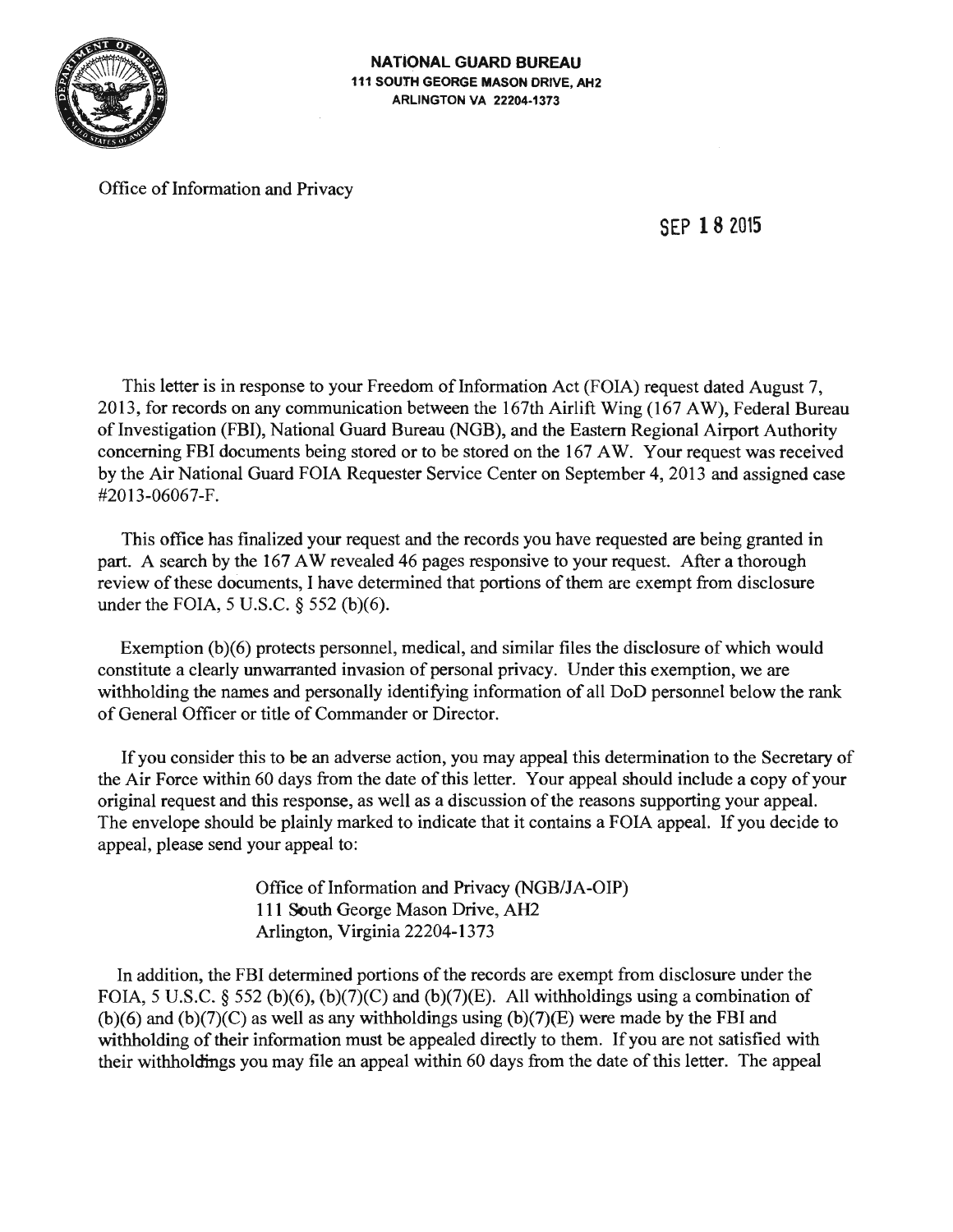**NATIONAL GUARD BUREAU**
**111 SOUTH GEORGE MASON DRIVE, AH2**
**ARLINGTON VA 22204-1373**

Office of Information and Privacy

SEP 18 2015

This letter is in response to your Freedom of Information Act (FOIA) request dated August 7, 2013, for records on any communication between the 167th Airlift Wing (167 AW), Federal Bureau of Investigation (FBI), National Guard Bureau (NGB), and the Eastern Regional Airport Authority concerning FBI documents being stored or to be stored on the 167 AW. Your request was received by the Air National Guard FOIA Requester Service Center on September 4, 2013 and assigned case #2013-06067-F.

This office has finalized your request and the records you have requested are being granted in part. A search by the 167 AW revealed 46 pages responsive to your request. After a thorough review of these documents, I have determined that portions of them are exempt from disclosure under the FOIA, 5 U.S.C. § 552 (b)(6).

Exemption (b)(6) protects personnel, medical, and similar files the disclosure of which would constitute a clearly unwarranted invasion of personal privacy. Under this exemption, we are withholding the names and personally identifying information of all DoD personnel below the rank of General Officer or title of Commander or Director.

If you consider this to be an adverse action, you may appeal this determination to the Secretary of the Air Force within 60 days from the date of this letter. Your appeal should include a copy of your original request and this response, as well as a discussion of the reasons supporting your appeal. The envelope should be plainly marked to indicate that it contains a FOIA appeal. If you decide to appeal, please send your appeal to:

Office of Information and Privacy (NGB/JA-OIP)
111 South George Mason Drive, AH2
Arlington, Virginia 22204-1373

In addition, the FBI determined portions of the records are exempt from disclosure under the FOIA, 5 U.S.C. § 552 (b)(6), (b)(7)(C) and (b)(7)(E). All withholdings using a combination of (b)(6) and (b)(7)(C) as well as any withholdings using (b)(7)(E) were made by the FBI and withholding of their information must be appealed directly to them. If you are not satisfied with their withholdings you may file an appeal within 60 days from the date of this letter. The appeal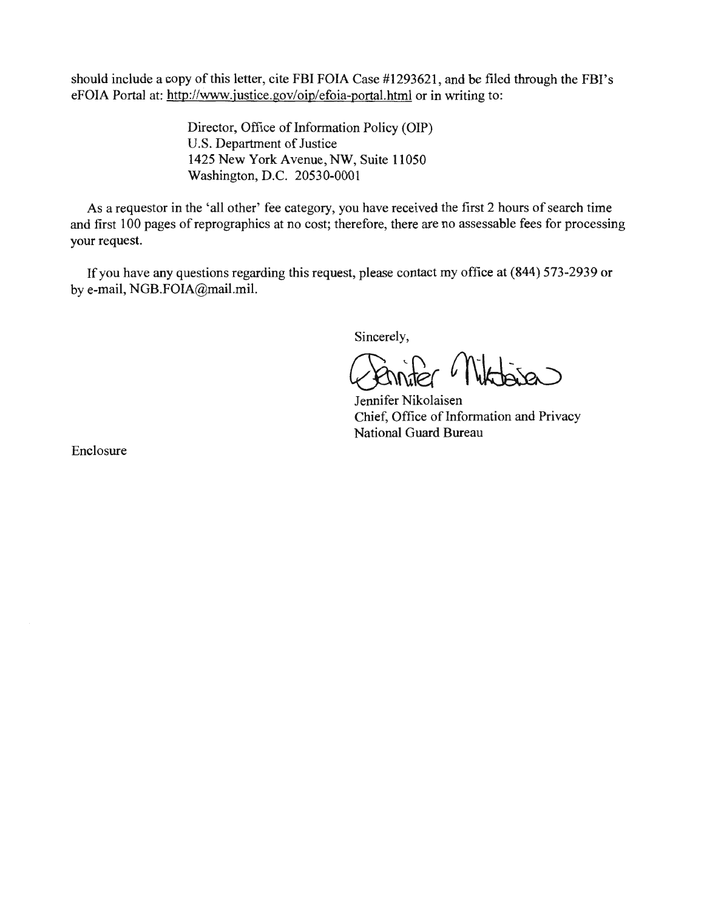should include a copy of this letter, cite FBI FOIA Case #1293621, and be filed through the FBI's eFOIA Portal at: http://www.justice.gov/oip/efoia-portal.html or in writing to:

Director, Office of Information Policy (OIP)
U.S. Department of Justice
1425 New York Avenue, NW, Suite 11050
Washington, D.C. 20530-0001

As a requestor in the 'all other' fee category, you have received the first 2 hours of search time and first 100 pages of reprographics at no cost; therefore, there are no assessable fees for processing your request.

If you have any questions regarding this request, please contact my office at (844) 573-2939 or by e-mail, NGB.FOIA@mail.mil.

Sincerely,

Jennifer Nikolaisen
Chief, Office of Information and Privacy
National Guard Bureau

Enclosure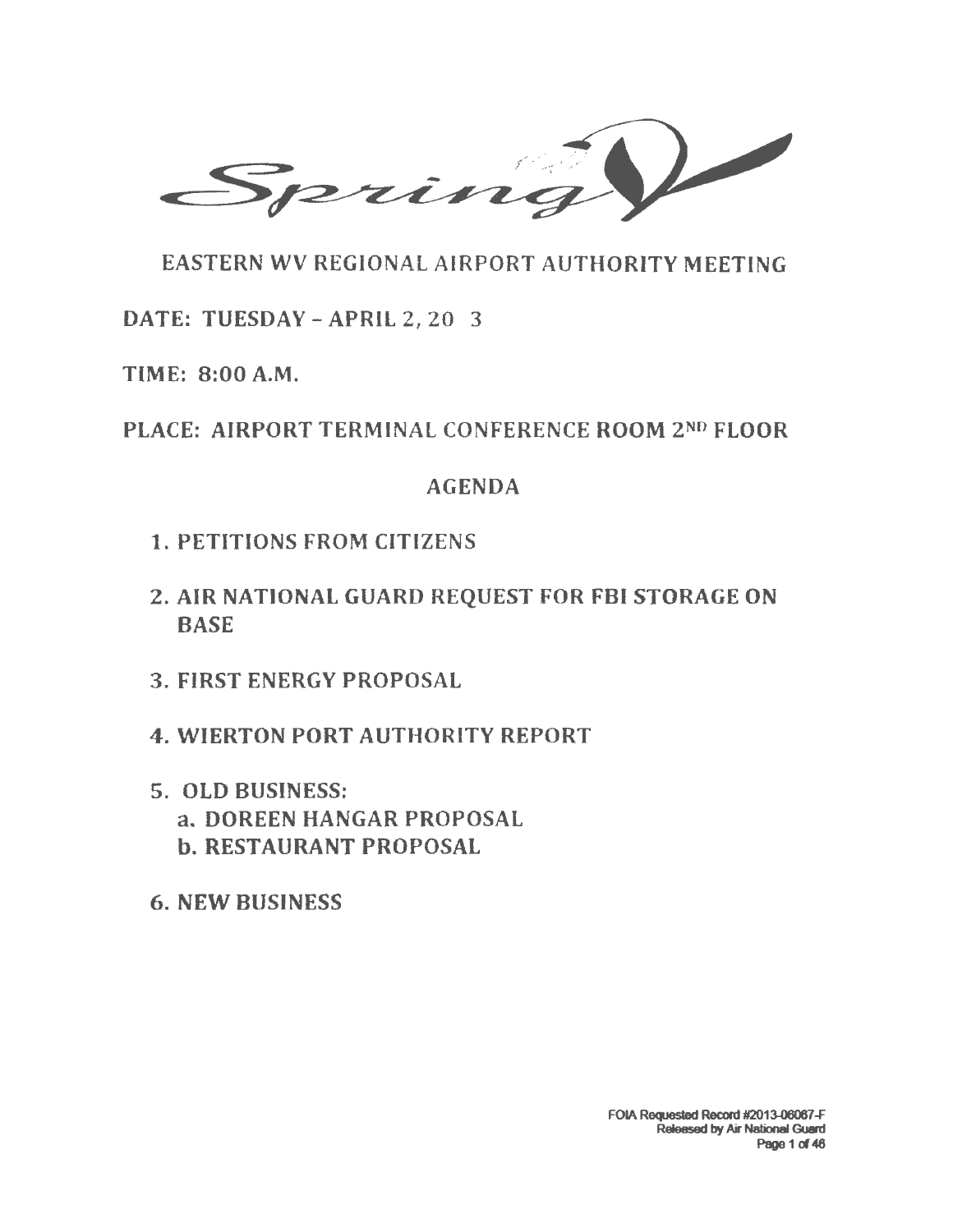Spring

# EASTERN WV REGIONAL AIRPORT AUTHORITY MEETING

**DATE: TUESDAY – APRIL 2, 20 3**

**TIME: 8:00 A.M.**

**PLACE: AIRPORT TERMINAL CONFERENCE ROOM 2ND FLOOR**

## AGENDA

1. PETITIONS FROM CITIZENS
2. AIR NATIONAL GUARD REQUEST FOR FBI STORAGE ON BASE
3. FIRST ENERGY PROPOSAL
4. WIERTON PORT AUTHORITY REPORT
5. OLD BUSINESS:
   a. DOREEN HANGAR PROPOSAL
   b. RESTAURANT PROPOSAL
6. NEW BUSINESS

FOIA Requested Record #2013-06067-F
Released by Air National Guard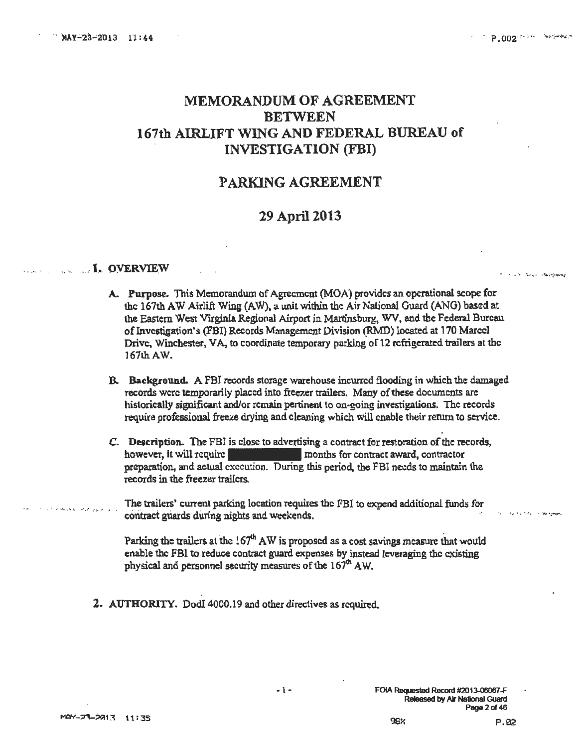# MEMORANDUM OF AGREEMENT BETWEEN 167th AIRLIFT WING AND FEDERAL BUREAU of INVESTIGATION (FBI)

## PARKING AGREEMENT

## 29 April 2013

**1. OVERVIEW**

A. **Purpose.** This Memorandum of Agreement (MOA) provides an operational scope for the 167th AW Airlift Wing (AW), a unit within the Air National Guard (ANG) based at the Eastern West Virginia Regional Airport in Martinsburg, WV, and the Federal Bureau of Investigation's (FBI) Records Management Division (RMD) located at 170 Marcel Drive, Winchester, VA, to coordinate temporary parking of 12 refrigerated trailers at the 167th AW.

B. **Background.** A FBI records storage warehouse incurred flooding in which the damaged records were temporarily placed into freezer trailers. Many of these documents are historically significant and/or remain pertinent to on-going investigations. The records require professional freeze drying and cleaning which will enable their return to service.

C. **Description.** The FBI is close to advertising a contract for restoration of the records, however, it will require [REDACTED] months for contract award, contractor preparation, and actual execution. During this period, the FBI needs to maintain the records in the freezer trailers.

The trailers' current parking location requires the FBI to expend additional funds for contract guards during nights and weekends.

Parking the trailers at the 167th AW is proposed as a cost savings measure that would enable the FBI to reduce contract guard expenses by instead leveraging the existing physical and personnel security measures of the 167th AW.

**2. AUTHORITY.** DodI 4000.19 and other directives as required.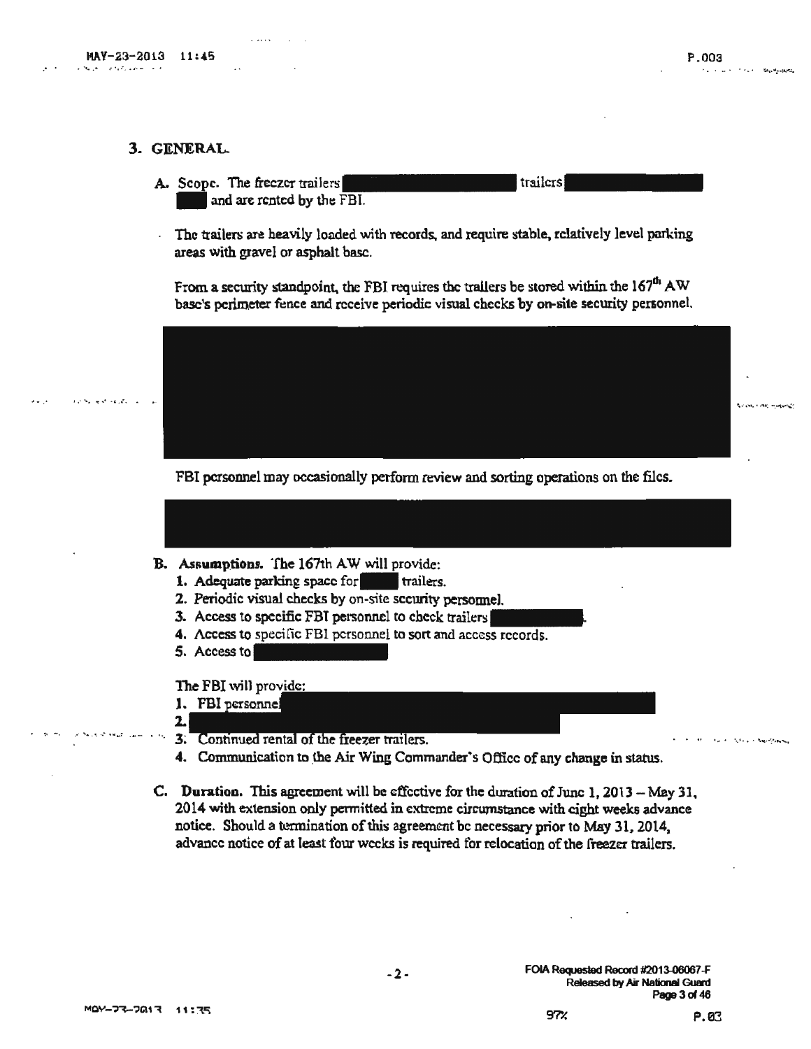## 3. GENERAL.

**A.** Scope. The freezer trailers [REDACTED] trailers [REDACTED] and are rented by the FBI.

The trailers are heavily loaded with records, and require stable, relatively level parking areas with gravel or asphalt base.

From a security standpoint, the FBI requires the trailers be stored within the 167th AW base's perimeter fence and receive periodic visual checks by on-site security personnel.

[REDACTED]

FBI personnel may occasionally perform review and sorting operations on the files.

[REDACTED]

**B. Assumptions.** The 167th AW will provide:

1. Adequate parking space for [REDACTED] trailers.
2. Periodic visual checks by on-site security personnel.
3. Access to specific FBI personnel to check trailers [REDACTED].
4. Access to specific FBI personnel to sort and access records.
5. Access to [REDACTED]

The FBI will provide:

1. FBI personnel [REDACTED]
2. [REDACTED]
3. Continued rental of the freezer trailers.
4. Communication to the Air Wing Commander's Office of any change in status.

**C. Duration.** This agreement will be effective for the duration of June 1, 2013 – May 31, 2014 with extension only permitted in extreme circumstance with eight weeks advance notice. Should a termination of this agreement be necessary prior to May 31, 2014, advance notice of at least four weeks is required for relocation of the freezer trailers.

FOIA Requested Record #2013-06067-F
Released by Air National Guard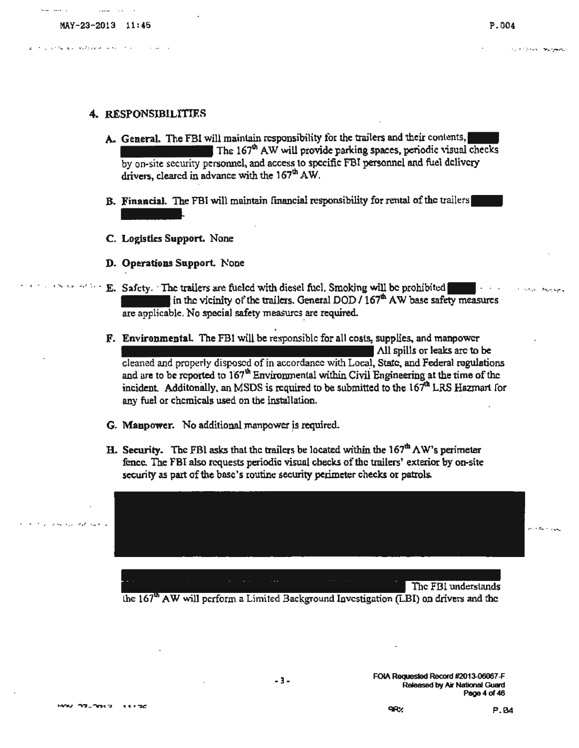## 4. RESPONSIBILITIES

**A. General.** The FBI will maintain responsibility for the trailers and their contents, [REDACTED] The 167th AW will provide parking spaces, periodic visual checks by on-site security personnel, and access to specific FBI personnel and fuel delivery drivers, cleared in advance with the 167th AW.

**B. Financial.** The FBI will maintain financial responsibility for rental of the trailers [REDACTED].

**C. Logistics Support.** None

**D. Operations Support.** None

**E. Safety.** The trailers are fueled with diesel fuel. Smoking will be prohibited [REDACTED] in the vicinity of the trailers. General DOD / 167th AW base safety measures are applicable. No special safety measures are required.

**F. Environmental.** The FBI will be responsible for all costs, supplies, and manpower [REDACTED] All spills or leaks are to be cleaned and properly disposed of in accordance with Local, State, and Federal regulations and are to be reported to 167th Environmental within Civil Engineering at the time of the incident. Additonally, an MSDS is required to be submitted to the 167th LRS Hazmart for any fuel or chemicals used on the installation.

**G. Manpower.** No additional manpower is required.

**H. Security.** The FBI asks that the trailers be located within the 167th AW's perimeter fence. The FBI also requests periodic visual checks of the trailers' exterior by on-site security as part of the base's routine security perimeter checks or patrols.

[REDACTED]

[REDACTED] The FBI understands the 167th AW will perform a Limited Background Investigation (LBI) on drivers and the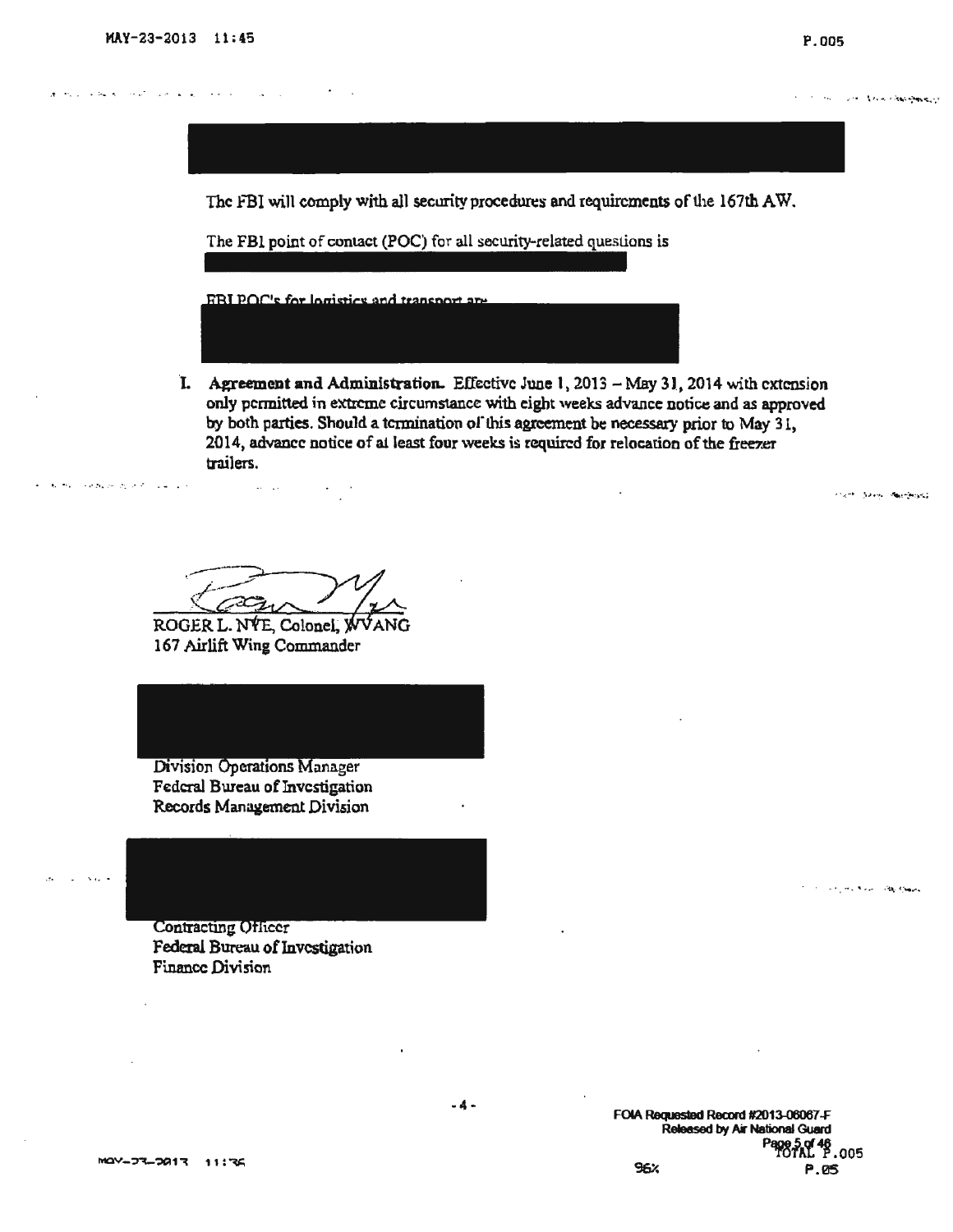The FBI will comply with all security procedures and requirements of the 167th AW.

The FBI point of contact (POC) for all security-related questions is

FBI POC's for logistics and transport are

**I. Agreement and Administration.** Effective June 1, 2013 – May 31, 2014 with extension only permitted in extreme circumstance with eight weeks advance notice and as approved by both parties. Should a termination of this agreement be necessary prior to May 31, 2014, advance notice of at least four weeks is required for relocation of the freezer trailers.

ROGER L. NYE, Colonel, WVANG
167 Airlift Wing Commander

Division Operations Manager
Federal Bureau of Investigation
Records Management Division

Contracting Officer
Federal Bureau of Investigation
Finance Division

FOIA Requested Record #2013-06067-F
Released by Air National Guard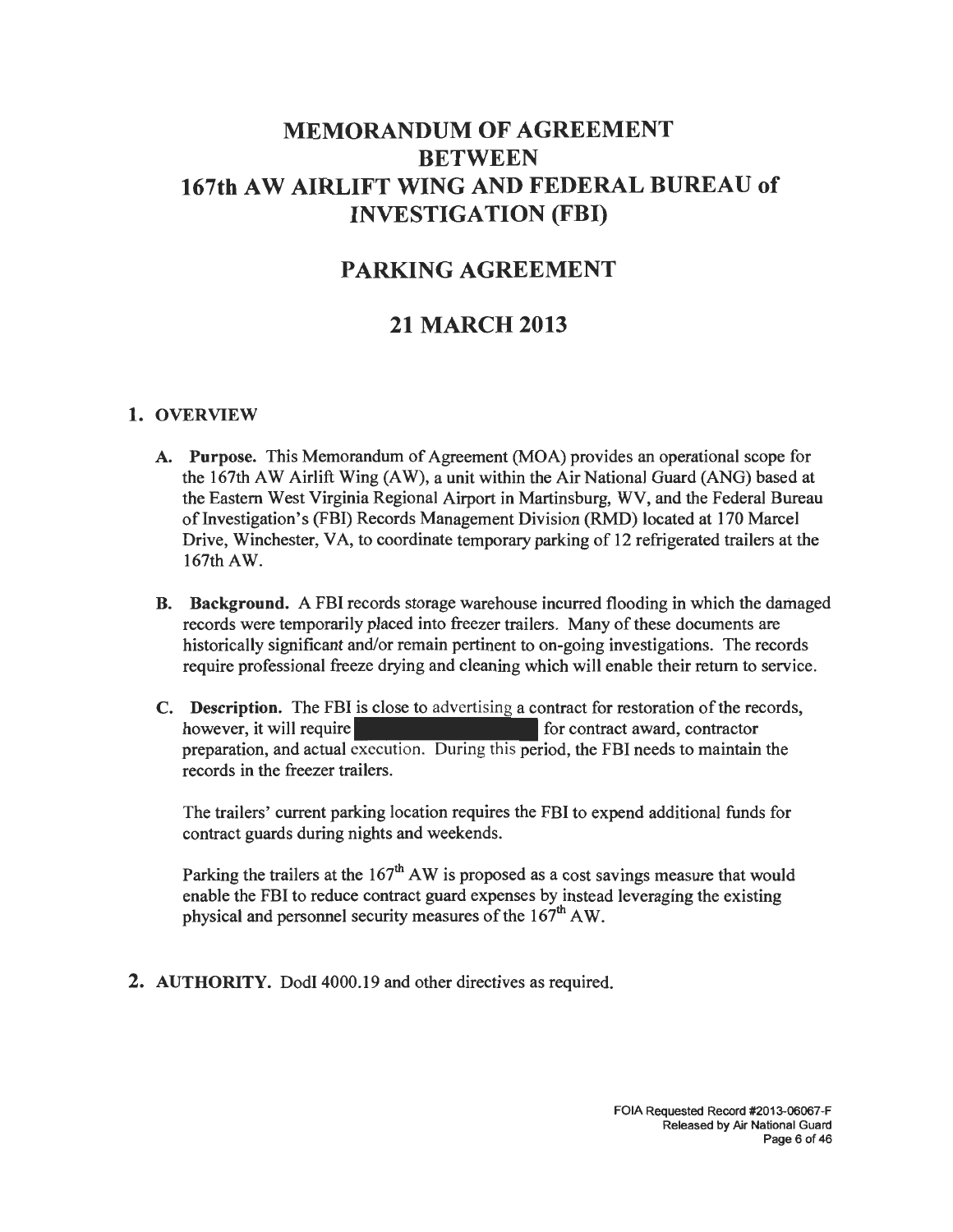# MEMORANDUM OF AGREEMENT BETWEEN 167th AW AIRLIFT WING AND FEDERAL BUREAU of INVESTIGATION (FBI)

## PARKING AGREEMENT

## 21 MARCH 2013

### 1. OVERVIEW

**A. Purpose.** This Memorandum of Agreement (MOA) provides an operational scope for the 167th AW Airlift Wing (AW), a unit within the Air National Guard (ANG) based at the Eastern West Virginia Regional Airport in Martinsburg, WV, and the Federal Bureau of Investigation's (FBI) Records Management Division (RMD) located at 170 Marcel Drive, Winchester, VA, to coordinate temporary parking of 12 refrigerated trailers at the 167th AW.

**B. Background.** A FBI records storage warehouse incurred flooding in which the damaged records were temporarily placed into freezer trailers. Many of these documents are historically significant and/or remain pertinent to on-going investigations. The records require professional freeze drying and cleaning which will enable their return to service.

**C. Description.** The FBI is close to advertising a contract for restoration of the records, however, it will require [REDACTED] for contract award, contractor preparation, and actual execution. During this period, the FBI needs to maintain the records in the freezer trailers.

The trailers' current parking location requires the FBI to expend additional funds for contract guards during nights and weekends.

Parking the trailers at the 167th AW is proposed as a cost savings measure that would enable the FBI to reduce contract guard expenses by instead leveraging the existing physical and personnel security measures of the 167th AW.

### 2. AUTHORITY.

DodI 4000.19 and other directives as required.

FOIA Requested Record #2013-06067-F
Released by Air National Guard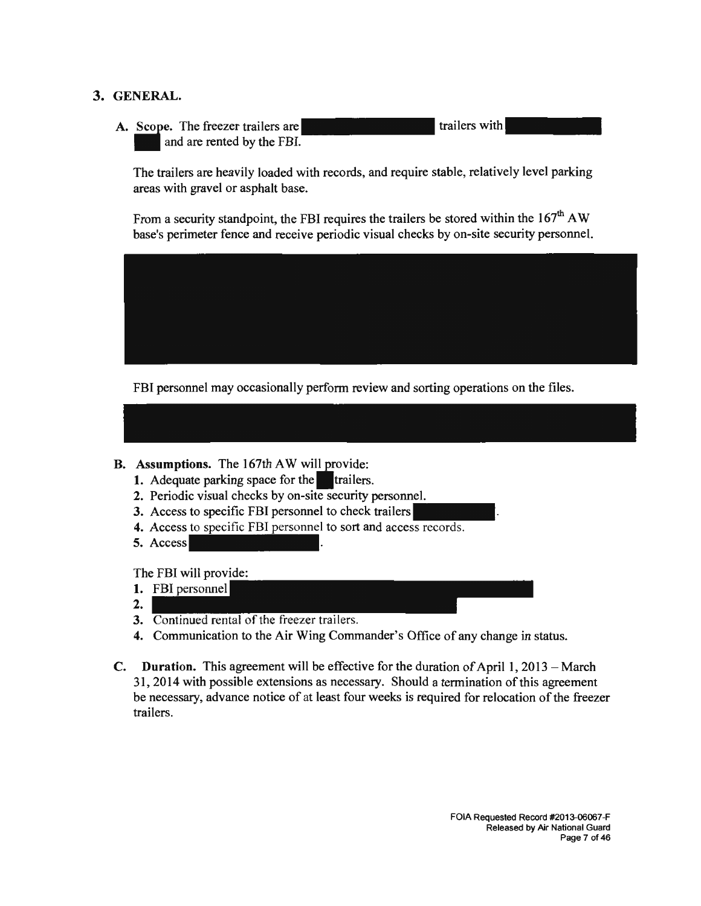## 3. GENERAL.

**A.** **Scope.** The freezer trailers are trailers with and are rented by the FBI.

The trailers are heavily loaded with records, and require stable, relatively level parking areas with gravel or asphalt base.

From a security standpoint, the FBI requires the trailers be stored within the $167^{th}$ AW base's perimeter fence and receive periodic visual checks by on-site security personnel.

FBI personnel may occasionally perform review and sorting operations on the files.

**B.** **Assumptions.** The 167th AW will provide:

1. Adequate parking space for the trailers.
2. Periodic visual checks by on-site security personnel.
3. Access to specific FBI personnel to check trailers .
4. Access to specific FBI personnel to sort and access records.
5. Access .

The FBI will provide:

1. FBI personnel
2. 
3. Continued rental of the freezer trailers.
4. Communication to the Air Wing Commander's Office of any change in status.

**C.** **Duration.** This agreement will be effective for the duration of April 1, 2013 – March 31, 2014 with possible extensions as necessary. Should a termination of this agreement be necessary, advance notice of at least four weeks is required for relocation of the freezer trailers.

FOIA Requested Record #2013-06067-F
Released by Air National Guard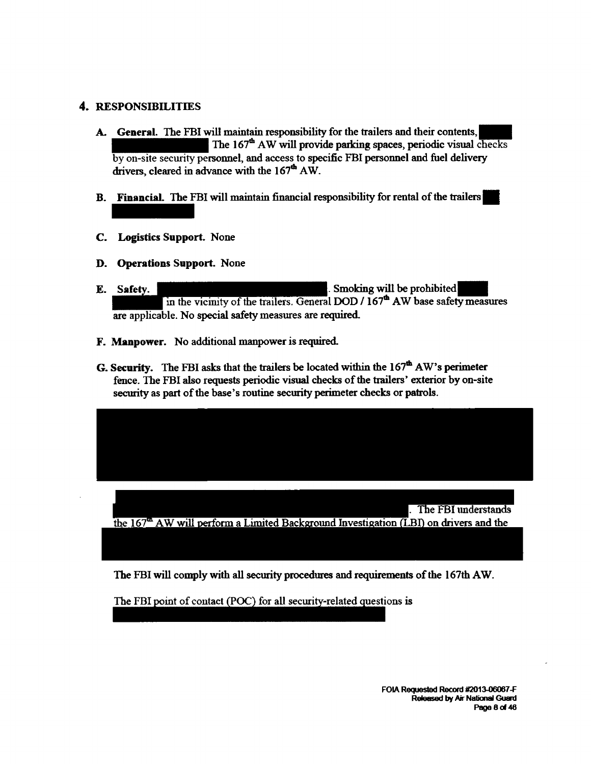## 4. RESPONSIBILITIES

**A. General.** The FBI will maintain responsibility for the trailers and their contents, [redacted] The 167th AW will provide parking spaces, periodic visual checks by on-site security personnel, and access to specific FBI personnel and fuel delivery drivers, cleared in advance with the 167th AW.

**B. Financial.** The FBI will maintain financial responsibility for rental of the trailers [redacted]

**C. Logistics Support.** None

**D. Operations Support.** None

**E. Safety.** [redacted]. Smoking will be prohibited [redacted] in the vicinity of the trailers. General DOD / 167th AW base safety measures are applicable. No special safety measures are required.

**F. Manpower.** No additional manpower is required.

**G. Security.** The FBI asks that the trailers be located within the 167th AW's perimeter fence. The FBI also requests periodic visual checks of the trailers' exterior by on-site security as part of the base's routine security perimeter checks or patrols.

[redacted]

[redacted]. The FBI understands the 167th AW will perform a Limited Background Investigation (LBI) on drivers and the [redacted]

The FBI will comply with all security procedures and requirements of the 167th AW.

The FBI point of contact (POC) for all security-related questions is [redacted]

FOIA Requested Record #2013-06067-F
Released by Air National Guard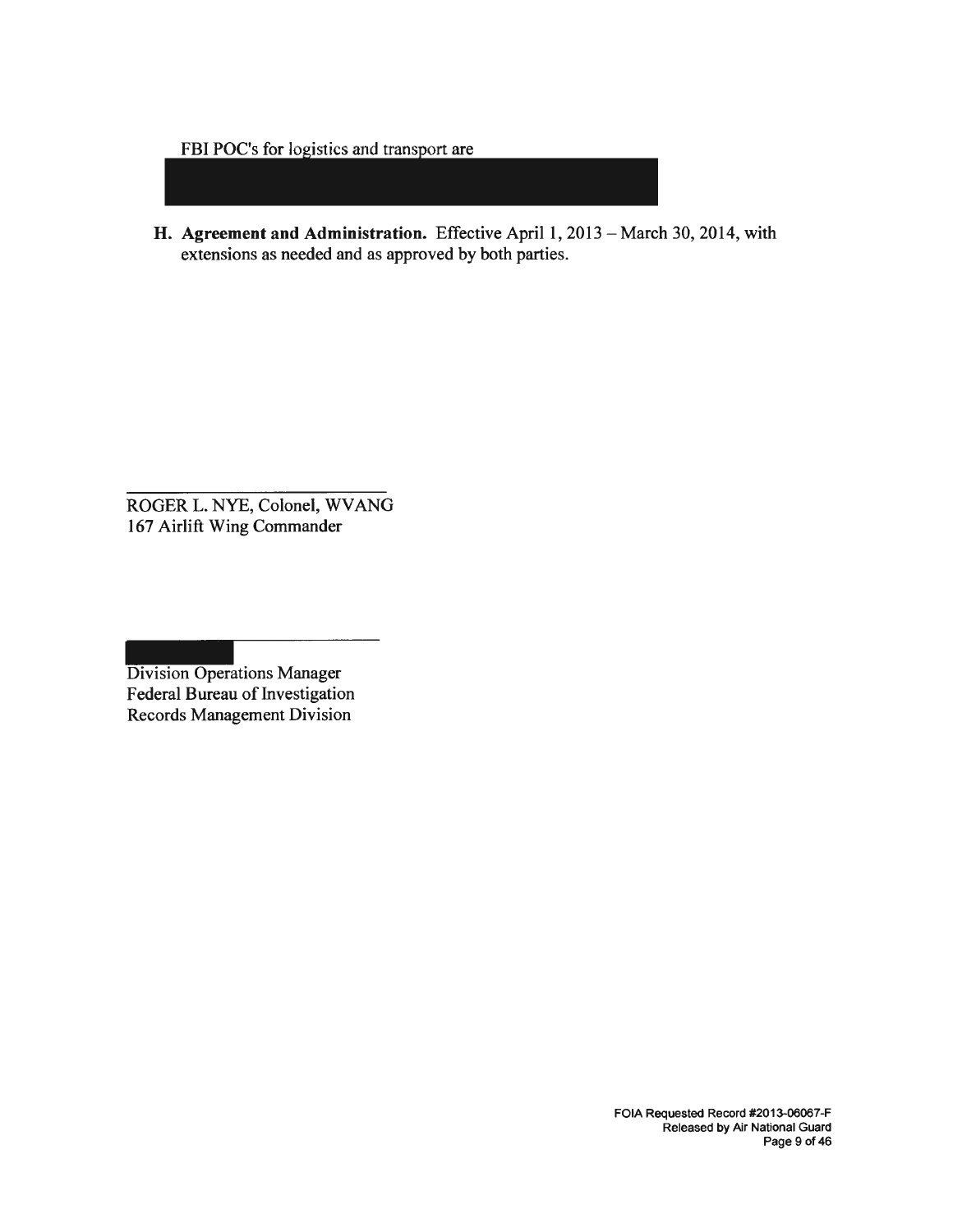FBI POC's for logistics and transport are

**H. Agreement and Administration.** Effective April 1, 2013 – March 30, 2014, with extensions as needed and as approved by both parties.

ROGER L. NYE, Colonel, WVANG
167 Airlift Wing Commander

Division Operations Manager
Federal Bureau of Investigation
Records Management Division

FOIA Requested Record #2013-06067-F
Released by Air National Guard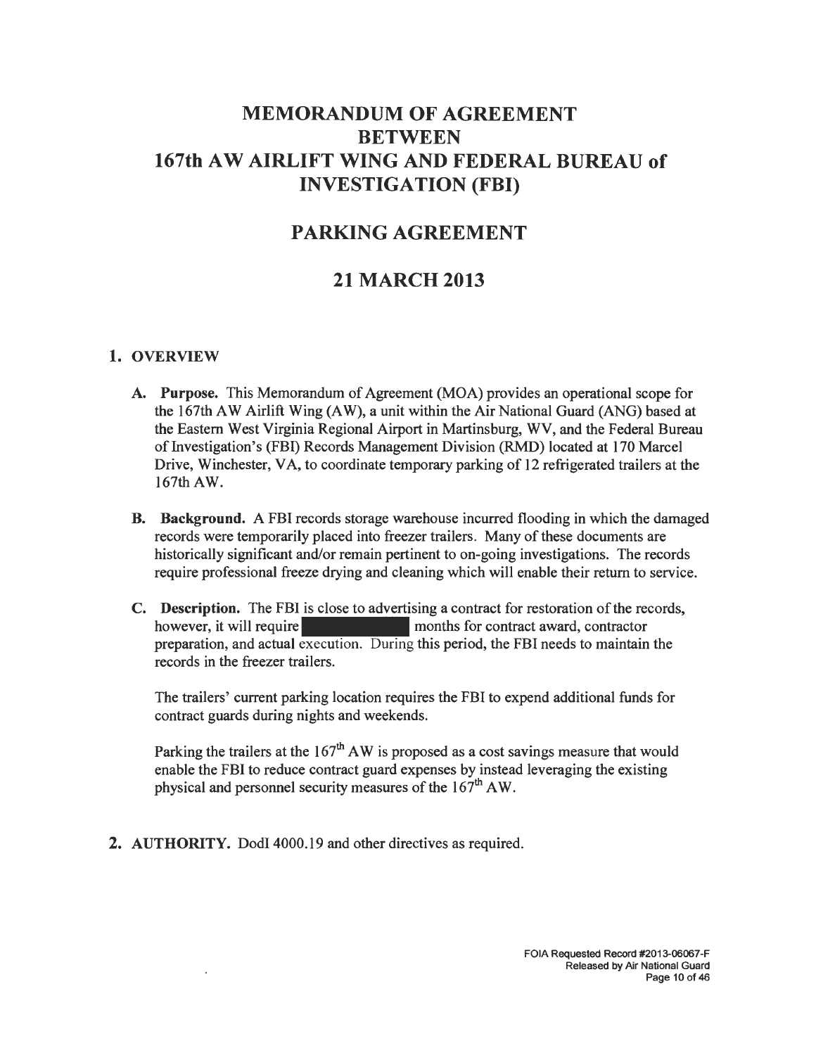# MEMORANDUM OF AGREEMENT BETWEEN 167th AW AIRLIFT WING AND FEDERAL BUREAU of INVESTIGATION (FBI)

## PARKING AGREEMENT

## 21 MARCH 2013

### 1. OVERVIEW

**A. Purpose.** This Memorandum of Agreement (MOA) provides an operational scope for the 167th AW Airlift Wing (AW), a unit within the Air National Guard (ANG) based at the Eastern West Virginia Regional Airport in Martinsburg, WV, and the Federal Bureau of Investigation's (FBI) Records Management Division (RMD) located at 170 Marcel Drive, Winchester, VA, to coordinate temporary parking of 12 refrigerated trailers at the 167th AW.

**B. Background.** A FBI records storage warehouse incurred flooding in which the damaged records were temporarily placed into freezer trailers. Many of these documents are historically significant and/or remain pertinent to on-going investigations. The records require professional freeze drying and cleaning which will enable their return to service.

**C. Description.** The FBI is close to advertising a contract for restoration of the records, however, it will require [REDACTED] months for contract award, contractor preparation, and actual execution. During this period, the FBI needs to maintain the records in the freezer trailers.

The trailers' current parking location requires the FBI to expend additional funds for contract guards during nights and weekends.

Parking the trailers at the 167th AW is proposed as a cost savings measure that would enable the FBI to reduce contract guard expenses by instead leveraging the existing physical and personnel security measures of the 167th AW.

**2. AUTHORITY.** DodI 4000.19 and other directives as required.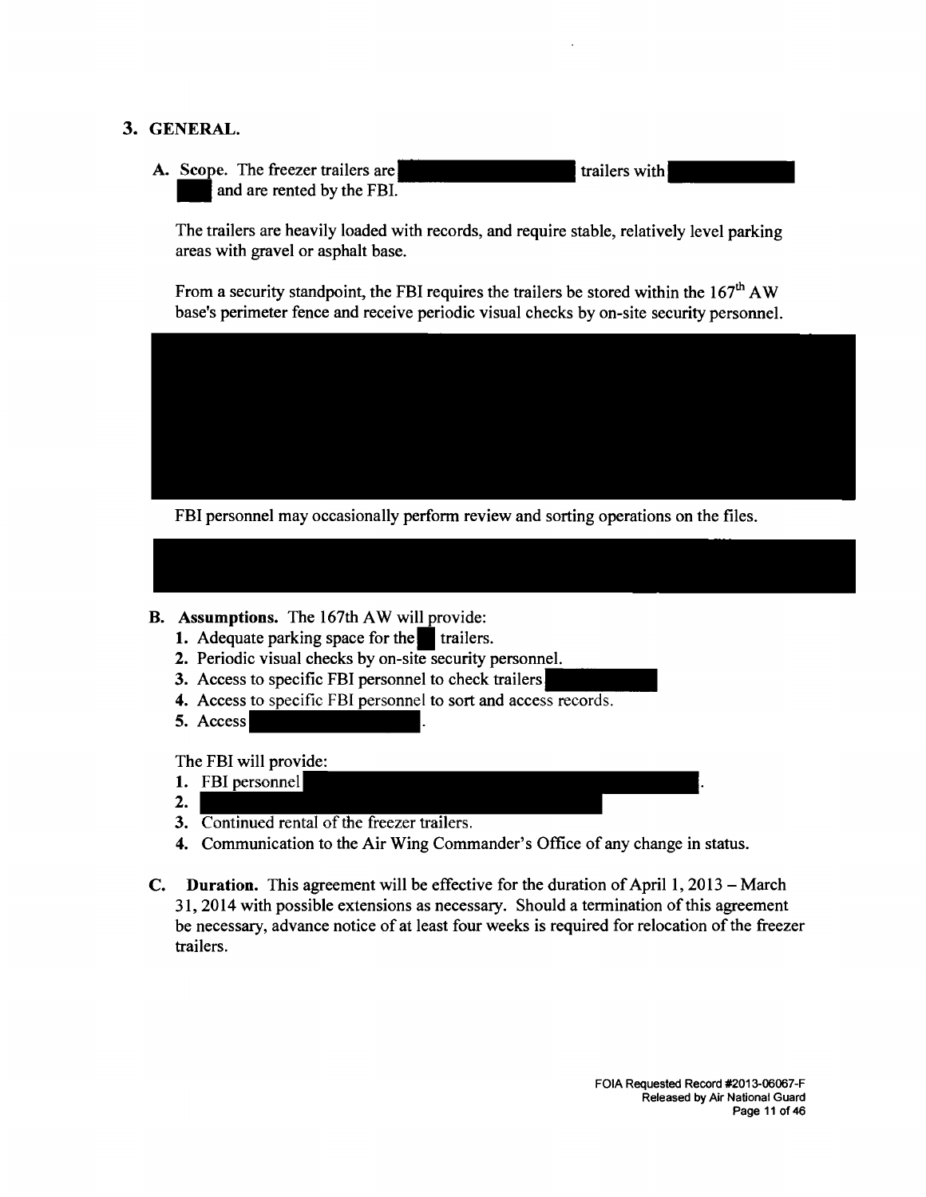# 3. GENERAL.

**A.** Scope. The freezer trailers are [REDACTED] trailers with [REDACTED] [REDACTED] and are rented by the FBI.

The trailers are heavily loaded with records, and require stable, relatively level parking areas with gravel or asphalt base.

From a security standpoint, the FBI requires the trailers be stored within the 167th AW base's perimeter fence and receive periodic visual checks by on-site security personnel.

[REDACTED]

FBI personnel may occasionally perform review and sorting operations on the files.

[REDACTED]

**B. Assumptions.** The 167th AW will provide:

1. Adequate parking space for the [REDACTED] trailers.
2. Periodic visual checks by on-site security personnel.
3. Access to specific FBI personnel to check trailers [REDACTED]
4. Access to specific FBI personnel to sort and access records.
5. Access [REDACTED].

The FBI will provide:

1. FBI personnel [REDACTED].
2. [REDACTED]
3. Continued rental of the freezer trailers.
4. Communication to the Air Wing Commander's Office of any change in status.

**C. Duration.** This agreement will be effective for the duration of April 1, 2013 – March 31, 2014 with possible extensions as necessary. Should a termination of this agreement be necessary, advance notice of at least four weeks is required for relocation of the freezer trailers.

FOIA Requested Record #2013-06067-F
Released by Air National Guard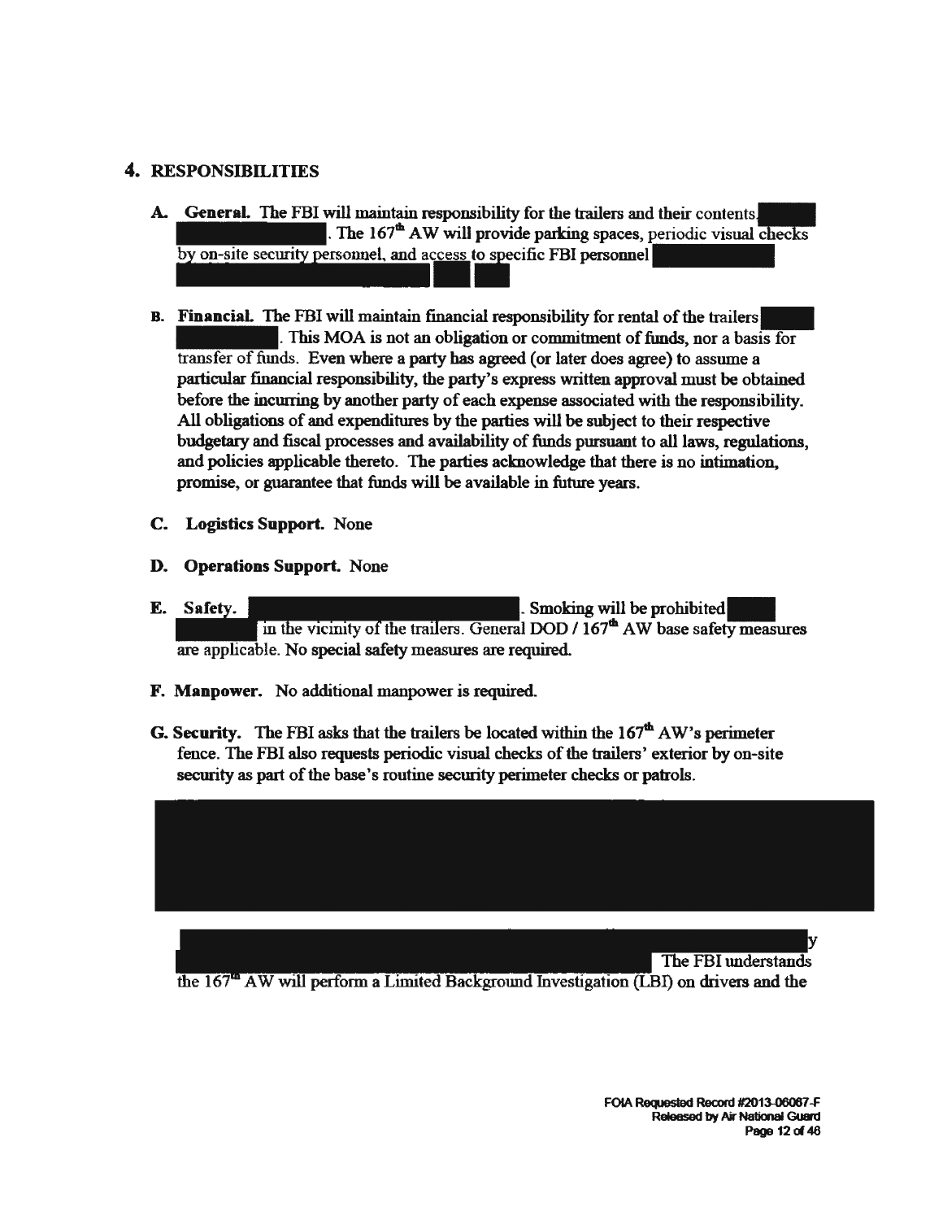## 4. RESPONSIBILITIES

**A. General.** The FBI will maintain responsibility for the trailers and their contents [REDACTED]. The 167th AW will provide parking spaces, periodic visual checks by on-site security personnel, and access to specific FBI personnel [REDACTED]

**B. Financial.** The FBI will maintain financial responsibility for rental of the trailers [REDACTED]. This MOA is not an obligation or commitment of funds, nor a basis for transfer of funds. Even where a party has agreed (or later does agree) to assume a particular financial responsibility, the party's express written approval must be obtained before the incurring by another party of each expense associated with the responsibility. All obligations of and expenditures by the parties will be subject to their respective budgetary and fiscal processes and availability of funds pursuant to all laws, regulations, and policies applicable thereto. The parties acknowledge that there is no intimation, promise, or guarantee that funds will be available in future years.

**C. Logistics Support.** None

**D. Operations Support.** None

**E. Safety.** [REDACTED]. Smoking will be prohibited [REDACTED] in the vicinity of the trailers. General DOD / 167th AW base safety measures are applicable. No special safety measures are required.

**F. Manpower.** No additional manpower is required.

**G. Security.** The FBI asks that the trailers be located within the 167th AW's perimeter fence. The FBI also requests periodic visual checks of the trailers' exterior by on-site security as part of the base's routine security perimeter checks or patrols.

[REDACTED]

[REDACTED]y [REDACTED] The FBI understands the 167th AW will perform a Limited Background Investigation (LBI) on drivers and the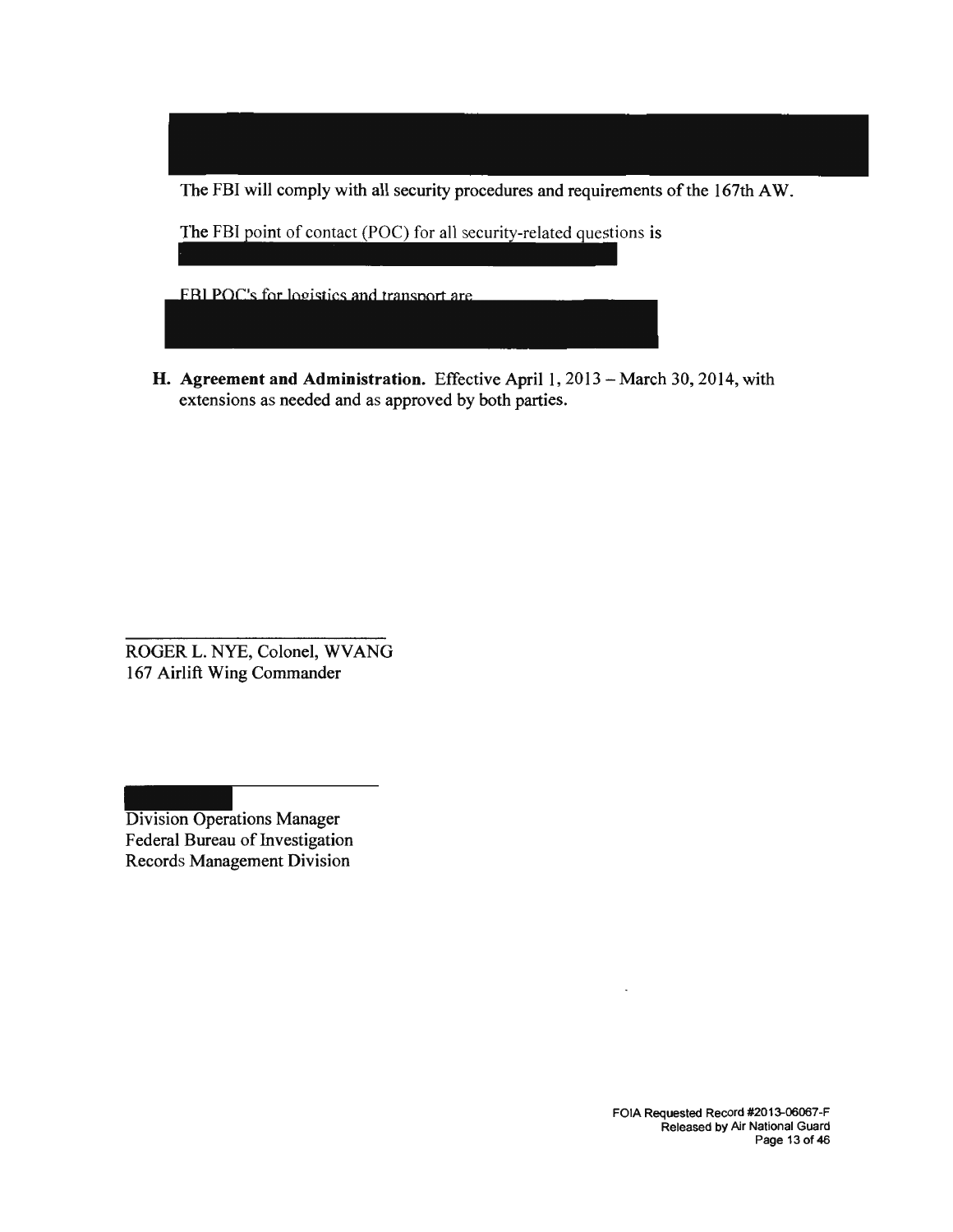The FBI will comply with all security procedures and requirements of the 167th AW.

The FBI point of contact (POC) for all security-related questions is

FBI POC's for logistics and transport are

**H. Agreement and Administration.** Effective April 1, 2013 – March 30, 2014, with extensions as needed and as approved by both parties.

ROGER L. NYE, Colonel, WVANG
167 Airlift Wing Commander

Division Operations Manager
Federal Bureau of Investigation
Records Management Division

FOIA Requested Record #2013-06067-F
Released by Air National Guard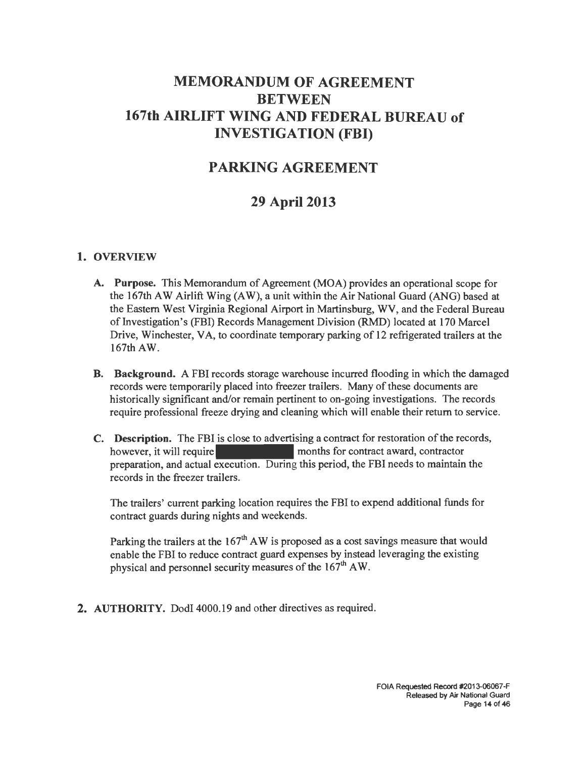# MEMORANDUM OF AGREEMENT BETWEEN 167th AIRLIFT WING AND FEDERAL BUREAU of INVESTIGATION (FBI)

## PARKING AGREEMENT

## 29 April 2013

### 1. OVERVIEW

**A. Purpose.** This Memorandum of Agreement (MOA) provides an operational scope for the 167th AW Airlift Wing (AW), a unit within the Air National Guard (ANG) based at the Eastern West Virginia Regional Airport in Martinsburg, WV, and the Federal Bureau of Investigation's (FBI) Records Management Division (RMD) located at 170 Marcel Drive, Winchester, VA, to coordinate temporary parking of 12 refrigerated trailers at the 167th AW.

**B. Background.** A FBI records storage warehouse incurred flooding in which the damaged records were temporarily placed into freezer trailers. Many of these documents are historically significant and/or remain pertinent to on-going investigations. The records require professional freeze drying and cleaning which will enable their return to service.

**C. Description.** The FBI is close to advertising a contract for restoration of the records, however, it will require [REDACTED] months for contract award, contractor preparation, and actual execution. During this period, the FBI needs to maintain the records in the freezer trailers.

The trailers' current parking location requires the FBI to expend additional funds for contract guards during nights and weekends.

Parking the trailers at the 167th AW is proposed as a cost savings measure that would enable the FBI to reduce contract guard expenses by instead leveraging the existing physical and personnel security measures of the 167th AW.

### 2. AUTHORITY.

DodI 4000.19 and other directives as required.

FOIA Requested Record #2013-06067-F
Released by Air National Guard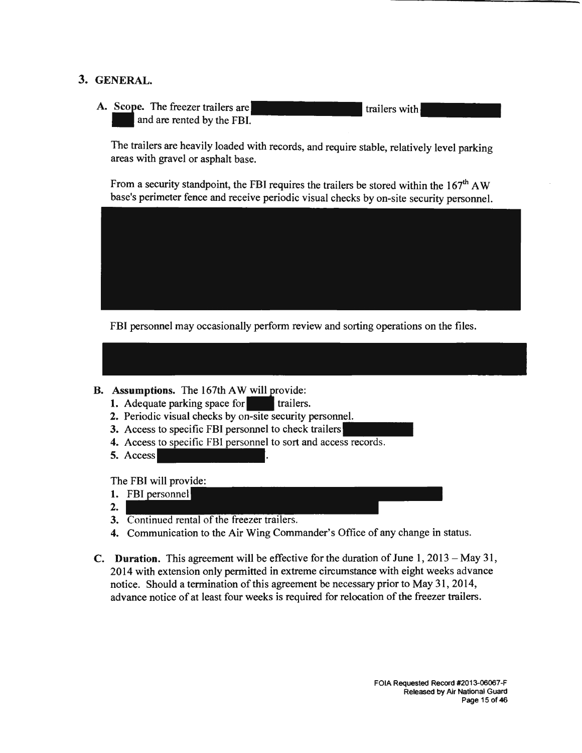## 3. GENERAL.

**A. Scope.** The freezer trailers are [REDACTED] trailers with [REDACTED] [REDACTED] and are rented by the FBI.

The trailers are heavily loaded with records, and require stable, relatively level parking areas with gravel or asphalt base.

From a security standpoint, the FBI requires the trailers be stored within the 167[th] AW base's perimeter fence and receive periodic visual checks by on-site security personnel.

[REDACTED]

FBI personnel may occasionally perform review and sorting operations on the files.

[REDACTED]

**B. Assumptions.** The 167th AW will provide:

1. Adequate parking space for [REDACTED] trailers.
2. Periodic visual checks by on-site security personnel.
3. Access to specific FBI personnel to check trailers [REDACTED]
4. Access to specific FBI personnel to sort and access records.
5. Access [REDACTED].

The FBI will provide:

1. FBI personnel [REDACTED]
2. [REDACTED]
3. Continued rental of the freezer trailers.
4. Communication to the Air Wing Commander's Office of any change in status.

**C. Duration.** This agreement will be effective for the duration of June 1, 2013 – May 31, 2014 with extension only permitted in extreme circumstance with eight weeks advance notice. Should a termination of this agreement be necessary prior to May 31, 2014, advance notice of at least four weeks is required for relocation of the freezer trailers.

FOIA Requested Record #2013-06067-F
Released by Air National Guard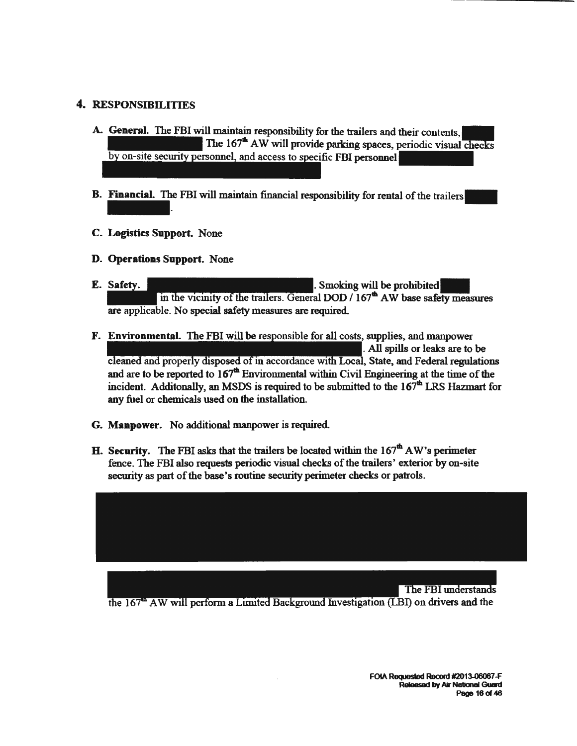## 4. RESPONSIBILITIES

**A. General.** The FBI will maintain responsibility for the trailers and their contents, [REDACTED] The 167th AW will provide parking spaces, periodic visual checks by on-site security personnel, and access to specific FBI personnel [REDACTED]

**B. Financial.** The FBI will maintain financial responsibility for rental of the trailers [REDACTED].

**C. Logistics Support.** None

**D. Operations Support.** None

**E. Safety.** [REDACTED]. Smoking will be prohibited [REDACTED] in the vicinity of the trailers. General DOD / 167th AW base safety measures are applicable. No special safety measures are required.

**F. Environmental.** The FBI will be responsible for all costs, supplies, and manpower [REDACTED]. All spills or leaks are to be cleaned and properly disposed of in accordance with Local, State, and Federal regulations and are to be reported to 167th Environmental within Civil Engineering at the time of the incident. Additonally, an MSDS is required to be submitted to the 167th LRS Hazmart for any fuel or chemicals used on the installation.

**G. Manpower.** No additional manpower is required.

**H. Security.** The FBI asks that the trailers be located within the 167th AW's perimeter fence. The FBI also requests periodic visual checks of the trailers' exterior by on-site security as part of the base's routine security perimeter checks or patrols.

[REDACTED]

[REDACTED] The FBI understands the 167th AW will perform a Limited Background Investigation (LBI) on drivers and the

FOIA Requested Record #2013-06067-F
Released by Air National Guard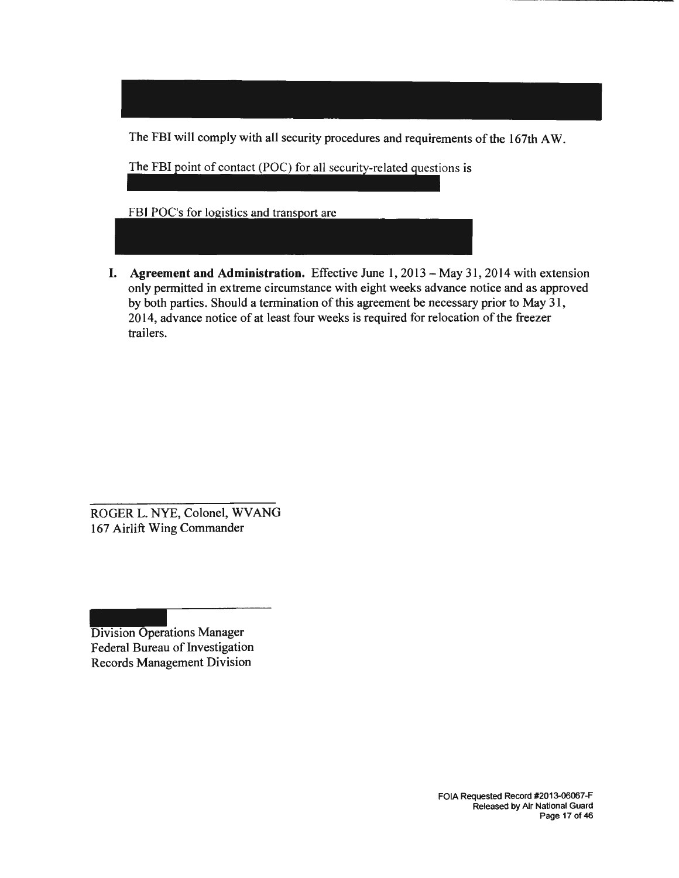The FBI will comply with all security procedures and requirements of the 167th AW.

The FBI point of contact (POC) for all security-related questions is

FBI POC's for logistics and transport are

I. **Agreement and Administration.** Effective June 1, 2013 – May 31, 2014 with extension only permitted in extreme circumstance with eight weeks advance notice and as approved by both parties. Should a termination of this agreement be necessary prior to May 31, 2014, advance notice of at least four weeks is required for relocation of the freezer trailers.

ROGER L. NYE, Colonel, WVANG
167 Airlift Wing Commander

Division Operations Manager
Federal Bureau of Investigation
Records Management Division

FOIA Requested Record #2013-06067-F
Released by Air National Guard
Page 17 of 46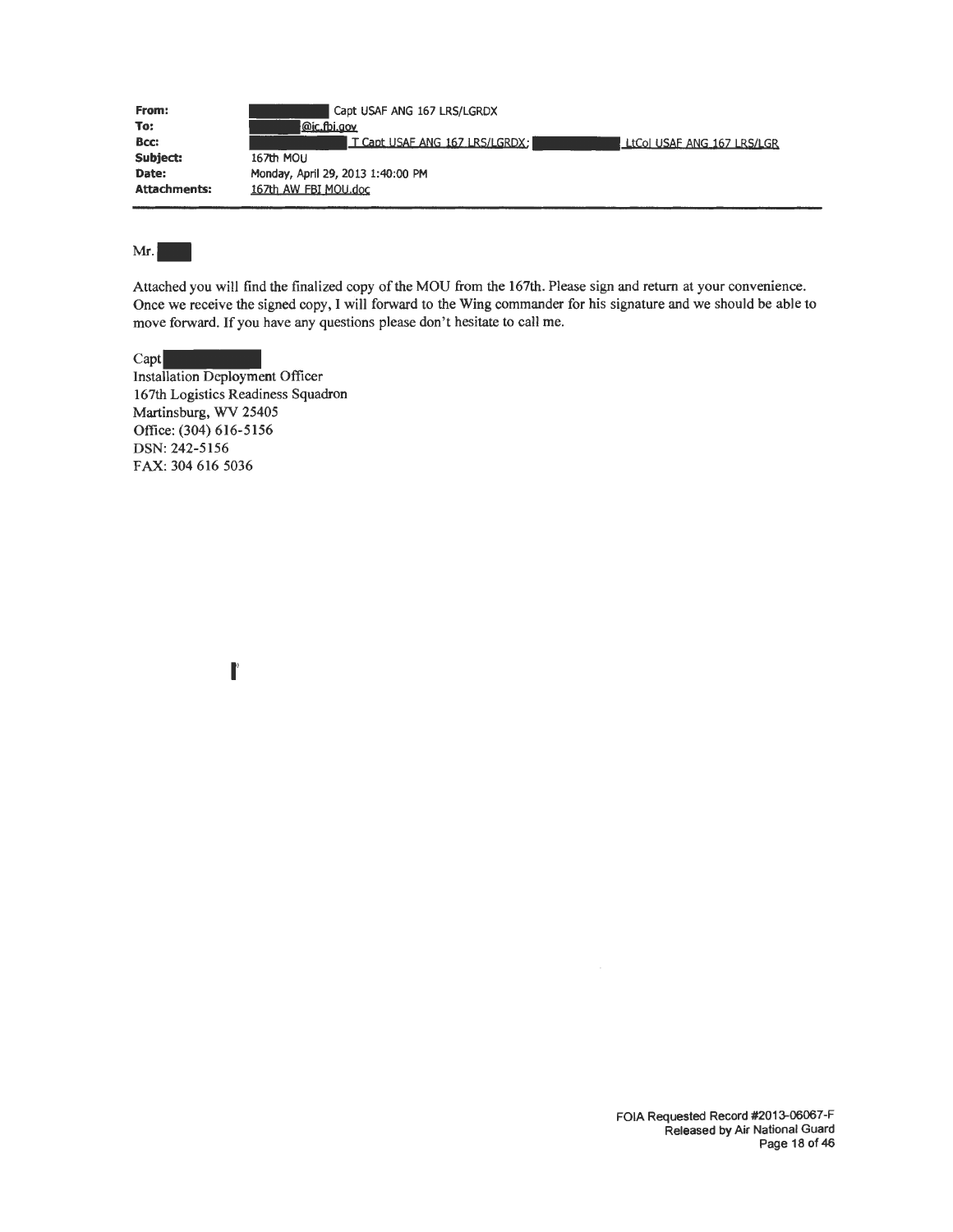| | |
|---|---|
| **From:** | Capt USAF ANG 167 LRS/LGRDX |
| **To:** | @ic.fbi.gov |
| **Bcc:** | T Capt USAF ANG 167 LRS/LGRDX; LtCol USAF ANG 167 LRS/LGR |
| **Subject:** | 167th MOU |
| **Date:** | Monday, April 29, 2013 1:40:00 PM |
| **Attachments:** | 167th AW FBI MOU.doc |

Mr.

Attached you will find the finalized copy of the MOU from the 167th. Please sign and return at your convenience. Once we receive the signed copy, I will forward to the Wing commander for his signature and we should be able to move forward. If you have any questions please don't hesitate to call me.

Capt
Installation Deployment Officer
167th Logistics Readiness Squadron
Martinsburg, WV 25405
Office: (304) 616-5156
DSN: 242-5156
FAX: 304 616 5036

FOIA Requested Record #2013-06067-F
Released by Air National Guard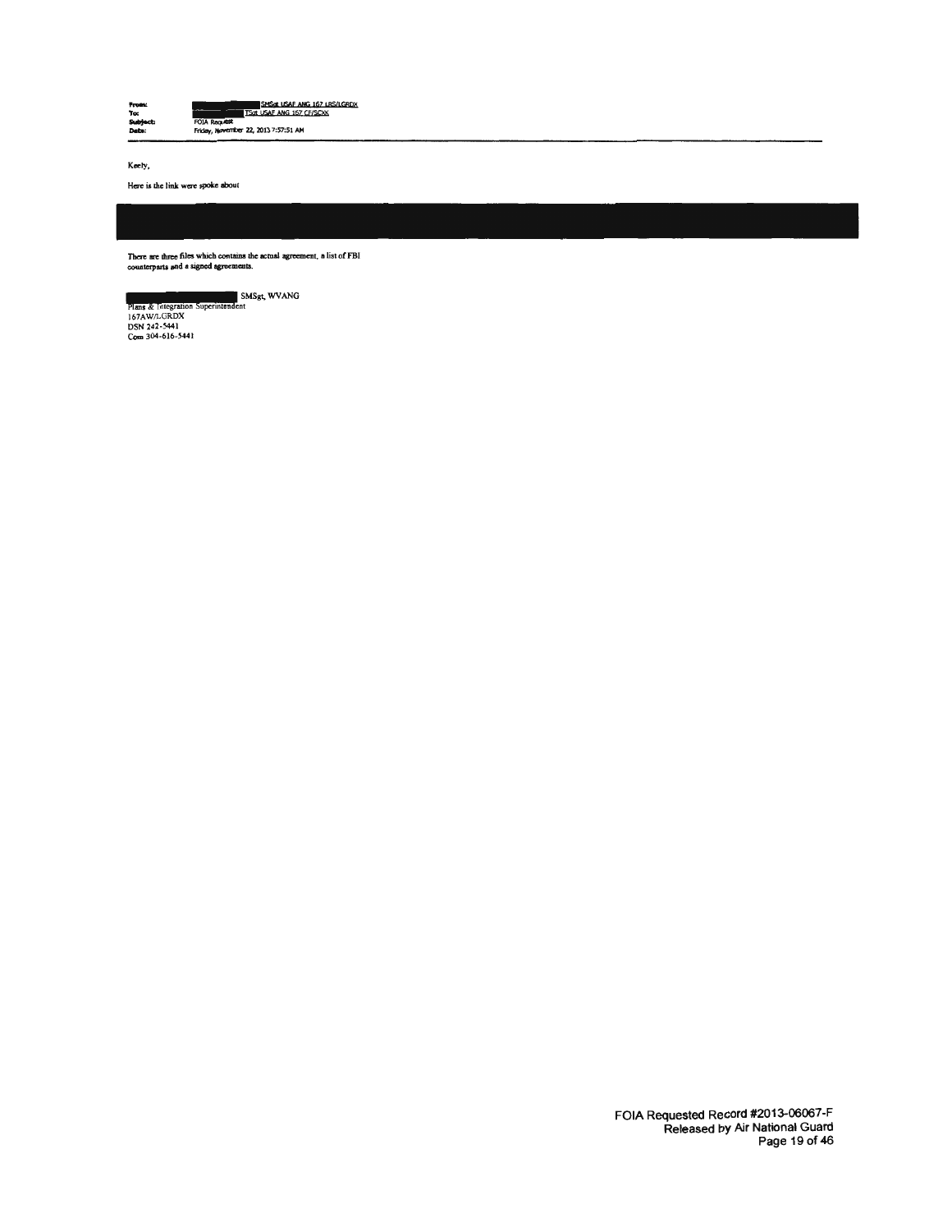**From:** SMSgt USAF ANG 167 LRS/LGRDX
**To:** TSgt USAF ANG 167 CF/SCXK
**Subject:** FOIA Request
**Date:** Friday, November 22, 2013 7:57:51 AM

Keely,

Here is the link were spoke about

There are three files which contains the actual agreement, a list of FBI counterparts and a signed agreements.

SMSgt, WVANG
Plans & Integration Superintendent
167AW/LGRDX
DSN 242-5441
Com 304-616-5441

FOIA Requested Record #2013-06067-F
Released by Air National Guard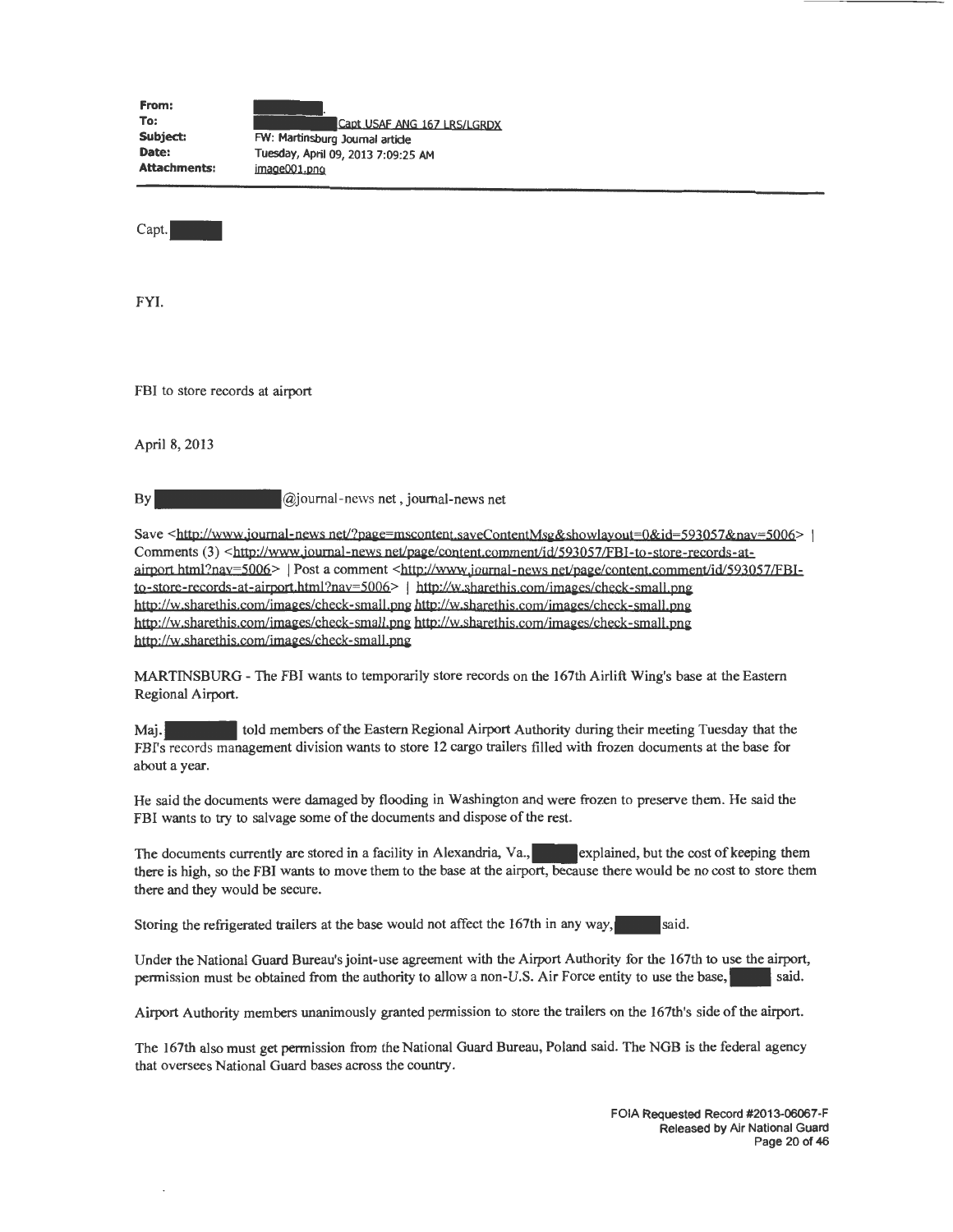**From:** [REDACTED].
**To:** [REDACTED] Capt USAF ANG 167 LRS/LGRDX
**Subject:** FW: Martinsburg Journal article
**Date:** Tuesday, April 09, 2013 7:09:25 AM
**Attachments:** image001.png

---

Capt. [REDACTED]

FYI.

FBI to store records at airport

April 8, 2013

By [REDACTED]@journal-news net , journal-news net

Save <http://www.journal-news net/?page=mscontent.saveContentMsg&showlayout=0&id=593057&nav=5006> | Comments (3) <http://www.journal-news net/page/content.comment/id/593057/FBI-to-store-records-at-airport.html?nav=5006> | Post a comment <http://www.journal-news net/page/content.comment/id/593057/FBI-to-store-records-at-airport.html?nav=5006> | http://w.sharethis.com/images/check-small.png http://w.sharethis.com/images/check-small.png http://w.sharethis.com/images/check-small.png http://w.sharethis.com/images/check-small.png http://w.sharethis.com/images/check-small.png http://w.sharethis.com/images/check-small.png

MARTINSBURG - The FBI wants to temporarily store records on the 167th Airlift Wing's base at the Eastern Regional Airport.

Maj. [REDACTED] told members of the Eastern Regional Airport Authority during their meeting Tuesday that the FBI's records management division wants to store 12 cargo trailers filled with frozen documents at the base for about a year.

He said the documents were damaged by flooding in Washington and were frozen to preserve them. He said the FBI wants to try to salvage some of the documents and dispose of the rest.

The documents currently are stored in a facility in Alexandria, Va., [REDACTED] explained, but the cost of keeping them there is high, so the FBI wants to move them to the base at the airport, because there would be no cost to store them there and they would be secure.

Storing the refrigerated trailers at the base would not affect the 167th in any way, [REDACTED] said.

Under the National Guard Bureau's joint-use agreement with the Airport Authority for the 167th to use the airport, permission must be obtained from the authority to allow a non-U.S. Air Force entity to use the base, [REDACTED] said.

Airport Authority members unanimously granted permission to store the trailers on the 167th's side of the airport.

The 167th also must get permission from the National Guard Bureau, Poland said. The NGB is the federal agency that oversees National Guard bases across the country.

FOIA Requested Record #2013-06067-F
Released by Air National Guard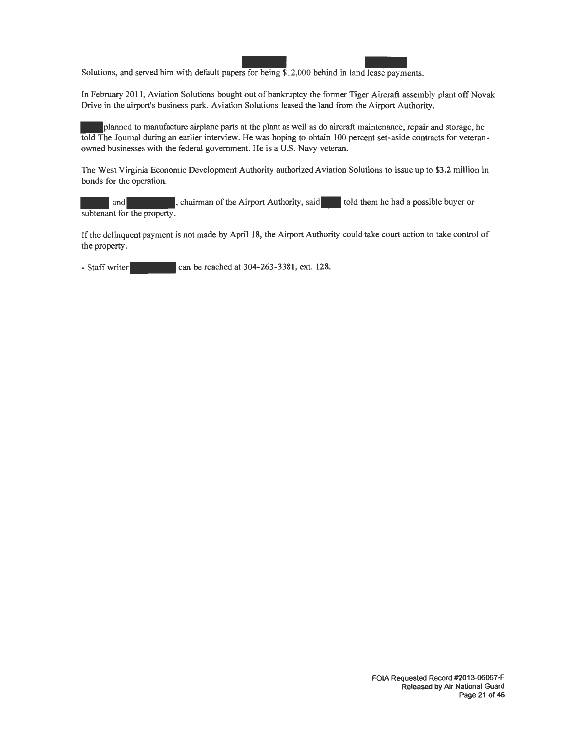Solutions, and served him with default papers for being $12,000 behind in land lease payments.

In February 2011, Aviation Solutions bought out of bankruptcy the former Tiger Aircraft assembly plant off Novak Drive in the airport's business park. Aviation Solutions leased the land from the Airport Authority.

planned to manufacture airplane parts at the plant as well as do aircraft maintenance, repair and storage, he told The Journal during an earlier interview. He was hoping to obtain 100 percent set-aside contracts for veteran-owned businesses with the federal government. He is a U.S. Navy veteran.

The West Virginia Economic Development Authority authorized Aviation Solutions to issue up to $3.2 million in bonds for the operation.

and , chairman of the Airport Authority, said told them he had a possible buyer or subtenant for the property.

If the delinquent payment is not made by April 18, the Airport Authority could take court action to take control of the property.

- Staff writer can be reached at 304-263-3381, ext. 128.

FOIA Requested Record #2013-06067-F
Released by Air National Guard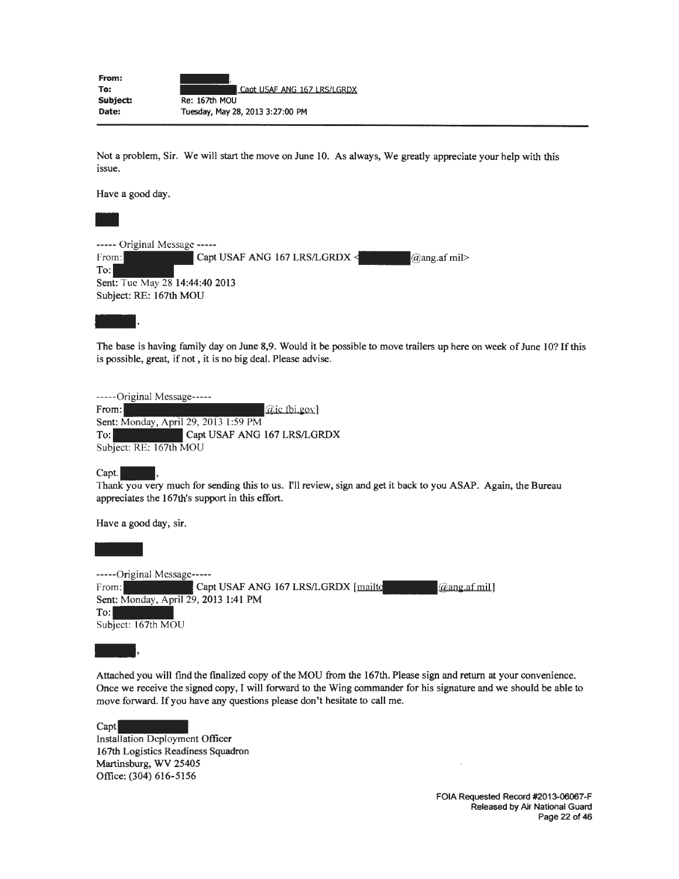| | |
|---|---|
| **From:** | [REDACTED]. |
| **To:** | [REDACTED] Capt USAF ANG 167 LRS/LGRDX |
| **Subject:** | Re: 167th MOU |
| **Date:** | Tuesday, May 28, 2013 3:27:00 PM |

Not a problem, Sir. We will start the move on June 10. As always, We greatly appreciate your help with this issue.

Have a good day.

[REDACTED]

----- Original Message -----
From: [REDACTED] Capt USAF ANG 167 LRS/LGRDX <[REDACTED]@ang.af mil>
To: [REDACTED]
Sent: Tue May 28 14:44:40 2013
Subject: RE: 167th MOU

[REDACTED],

The base is having family day on June 8,9. Would it be possible to move trailers up here on week of June 10? If this is possible, great, if not , it is no big deal. Please advise.

-----Original Message-----
From: [REDACTED]@ic.fbi.gov]
Sent: Monday, April 29, 2013 1:59 PM
To: [REDACTED] Capt USAF ANG 167 LRS/LGRDX
Subject: RE: 167th MOU

Capt. [REDACTED],
Thank you very much for sending this to us. I'll review, sign and get it back to you ASAP. Again, the Bureau appreciates the 167th's support in this effort.

Have a good day, sir.

[REDACTED]

-----Original Message-----
From: [REDACTED] Capt USAF ANG 167 LRS/LGRDX [mailto[REDACTED]@ang.af mil]
Sent: Monday, April 29, 2013 1:41 PM
To: [REDACTED]
Subject: 167th MOU

[REDACTED],

Attached you will find the finalized copy of the MOU from the 167th. Please sign and return at your convenience. Once we receive the signed copy, I will forward to the Wing commander for his signature and we should be able to move forward. If you have any questions please don't hesitate to call me.

Capt [REDACTED]
Installation Deployment Officer
167th Logistics Readiness Squadron
Martinsburg, WV 25405
Office: (304) 616-5156

FOIA Requested Record #2013-06067-F
Released by Air National Guard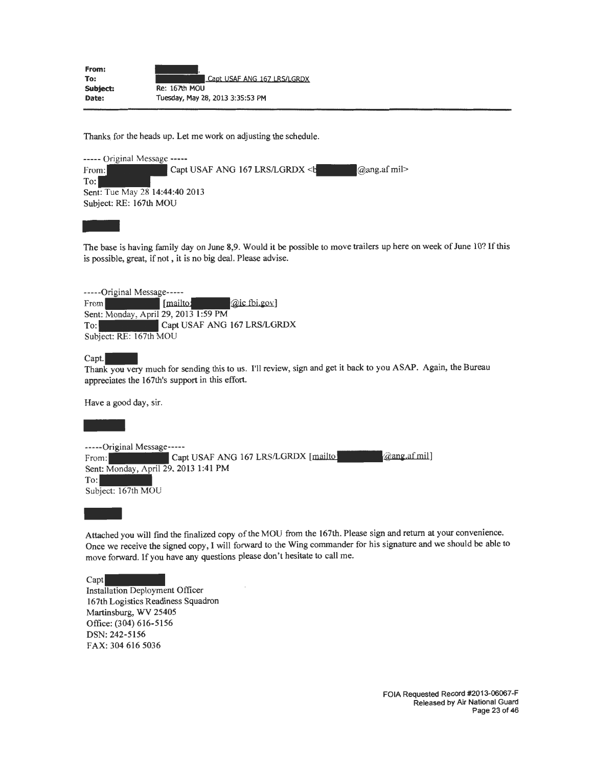**From:** [REDACTED].
**To:** [REDACTED] Capt USAF ANG 167 LRS/LGRDX
**Subject:** Re: 167th MOU
**Date:** Tuesday, May 28, 2013 3:35:53 PM

Thanks for the heads up. Let me work on adjusting the schedule.

----- Original Message -----
From: [REDACTED] Capt USAF ANG 167 LRS/LGRDX <b[REDACTED]@ang.af mil>
To: [REDACTED]
Sent: Tue May 28 14:44:40 2013
Subject: RE: 167th MOU

[REDACTED]

The base is having family day on June 8,9. Would it be possible to move trailers up here on week of June 10? If this is possible, great, if not , it is no big deal. Please advise.

-----Original Message-----
From [REDACTED] [mailto:[REDACTED]@ic fbi.gov]
Sent: Monday, April 29, 2013 1:59 PM
To: [REDACTED] Capt USAF ANG 167 LRS/LGRDX
Subject: RE: 167th MOU

Capt. [REDACTED]
Thank you very much for sending this to us. I'll review, sign and get it back to you ASAP. Again, the Bureau appreciates the 167th's support in this effort.

Have a good day, sir.

[REDACTED]

-----Original Message-----
From: [REDACTED] Capt USAF ANG 167 LRS/LGRDX [mailto:[REDACTED]@ang.af mil]
Sent: Monday, April 29, 2013 1:41 PM
To: [REDACTED]
Subject: 167th MOU

[REDACTED]

Attached you will find the finalized copy of the MOU from the 167th. Please sign and return at your convenience. Once we receive the signed copy, I will forward to the Wing commander for his signature and we should be able to move forward. If you have any questions please don't hesitate to call me.

Capt [REDACTED]
Installation Deployment Officer
167th Logistics Readiness Squadron
Martinsburg, WV 25405
Office: (304) 616-5156
DSN: 242-5156
FAX: 304 616 5036

FOIA Requested Record #2013-06067-F
Released by Air National Guard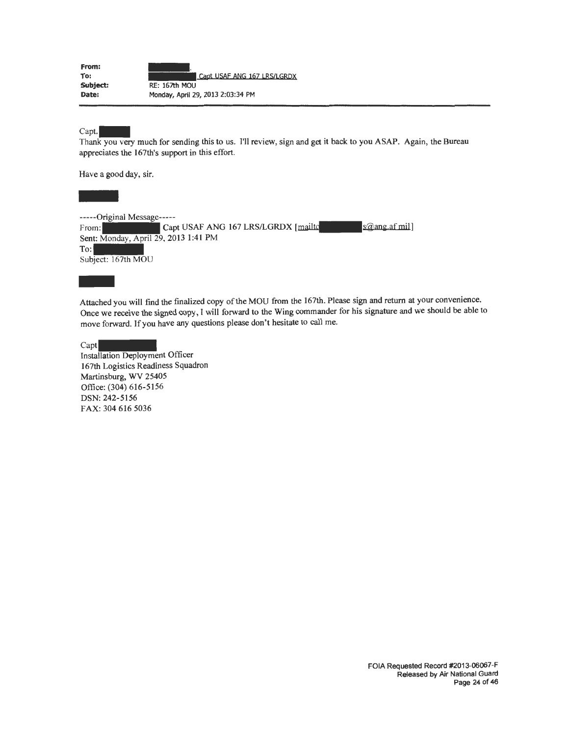**From:** [REDACTED].
**To:** [REDACTED] Capt USAF ANG 167 LRS/LGRDX
**Subject:** RE: 167th MOU
**Date:** Monday, April 29, 2013 2:03:34 PM

---

Capt. [REDACTED]

Thank you very much for sending this to us. I'll review, sign and get it back to you ASAP. Again, the Bureau appreciates the 167th's support in this effort.

Have a good day, sir.

[REDACTED]

-----Original Message-----
From: [REDACTED] Capt USAF ANG 167 LRS/LGRDX [mailto:[REDACTED]s@ang.af.mil]
Sent: Monday, April 29, 2013 1:41 PM
To: [REDACTED]
Subject: 167th MOU

[REDACTED]

Attached you will find the finalized copy of the MOU from the 167th. Please sign and return at your convenience. Once we receive the signed copy, I will forward to the Wing commander for his signature and we should be able to move forward. If you have any questions please don't hesitate to call me.

Capt [REDACTED]
Installation Deployment Officer
167th Logistics Readiness Squadron
Martinsburg, WV 25405
Office: (304) 616-5156
DSN: 242-5156
FAX: 304 616 5036

FOIA Requested Record #2013-06067-F
Released by Air National Guard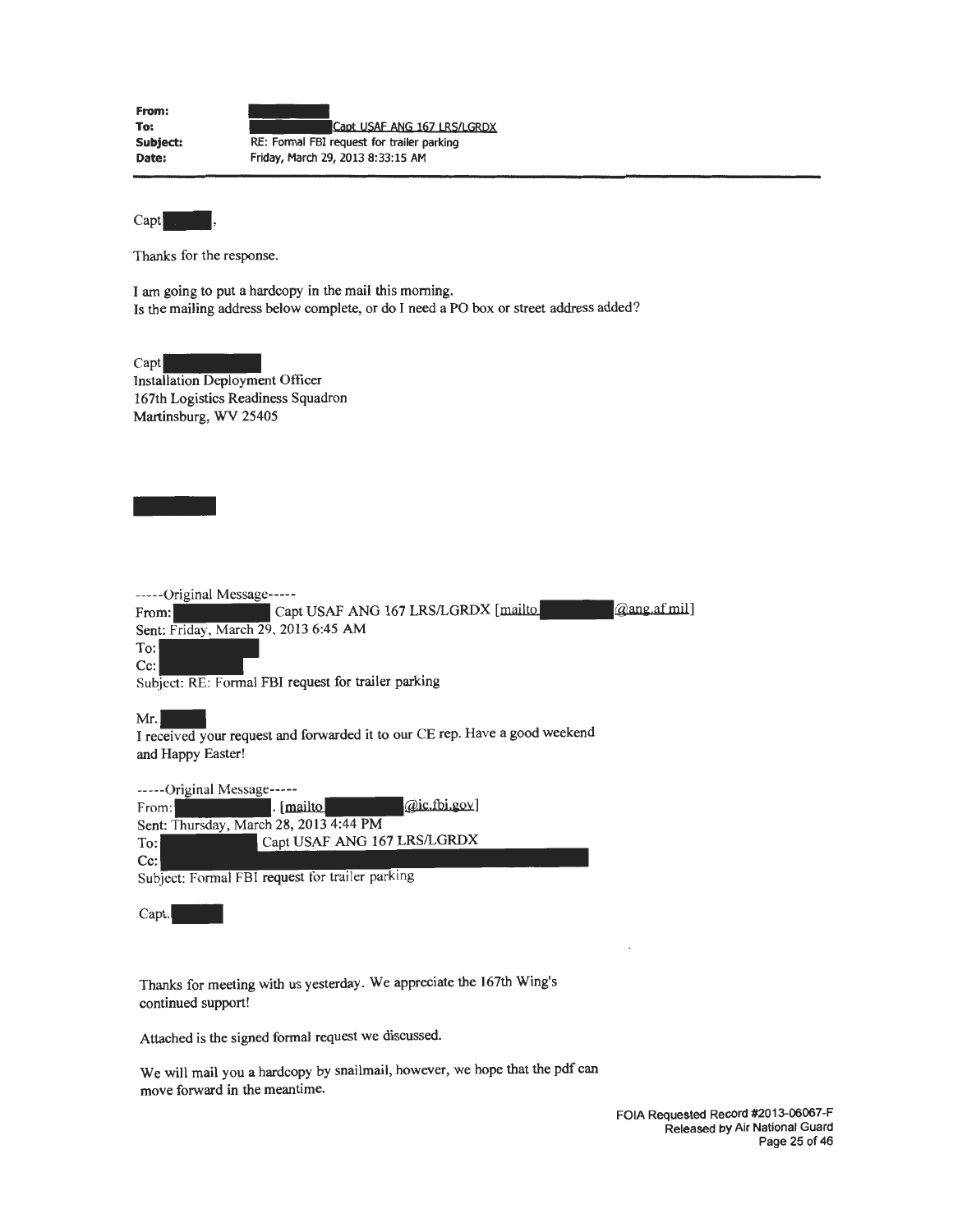**From:** [REDACTED]
**To:** [REDACTED] Capt USAF ANG 167 LRS/LGRDX
**Subject:** RE: Formal FBI request for trailer parking
**Date:** Friday, March 29, 2013 8:33:15 AM

---

Capt [REDACTED],

Thanks for the response.

I am going to put a hardcopy in the mail this morning.
Is the mailing address below complete, or do I need a PO box or street address added?

Capt [REDACTED]
Installation Deployment Officer
167th Logistics Readiness Squadron
Martinsburg, WV 25405

[REDACTED]

-----Original Message-----
From: [REDACTED] Capt USAF ANG 167 LRS/LGRDX [mailto [REDACTED] @ang.af.mil]
Sent: Friday, March 29, 2013 6:45 AM
To: [REDACTED]
Cc: [REDACTED]
Subject: RE: Formal FBI request for trailer parking

Mr. [REDACTED]
I received your request and forwarded it to our CE rep. Have a good weekend and Happy Easter!

-----Original Message-----
From: [REDACTED]. [mailto [REDACTED] @ic.fbi.gov]
Sent: Thursday, March 28, 2013 4:44 PM
To: [REDACTED] Capt USAF ANG 167 LRS/LGRDX
Cc: [REDACTED]
Subject: Formal FBI request for trailer parking

Capt. [REDACTED]

Thanks for meeting with us yesterday. We appreciate the 167th Wing's continued support!

Attached is the signed formal request we discussed.

We will mail you a hardcopy by snailmail, however, we hope that the pdf can move forward in the meantime.

FOIA Requested Record #2013-06067-F
Released by Air National Guard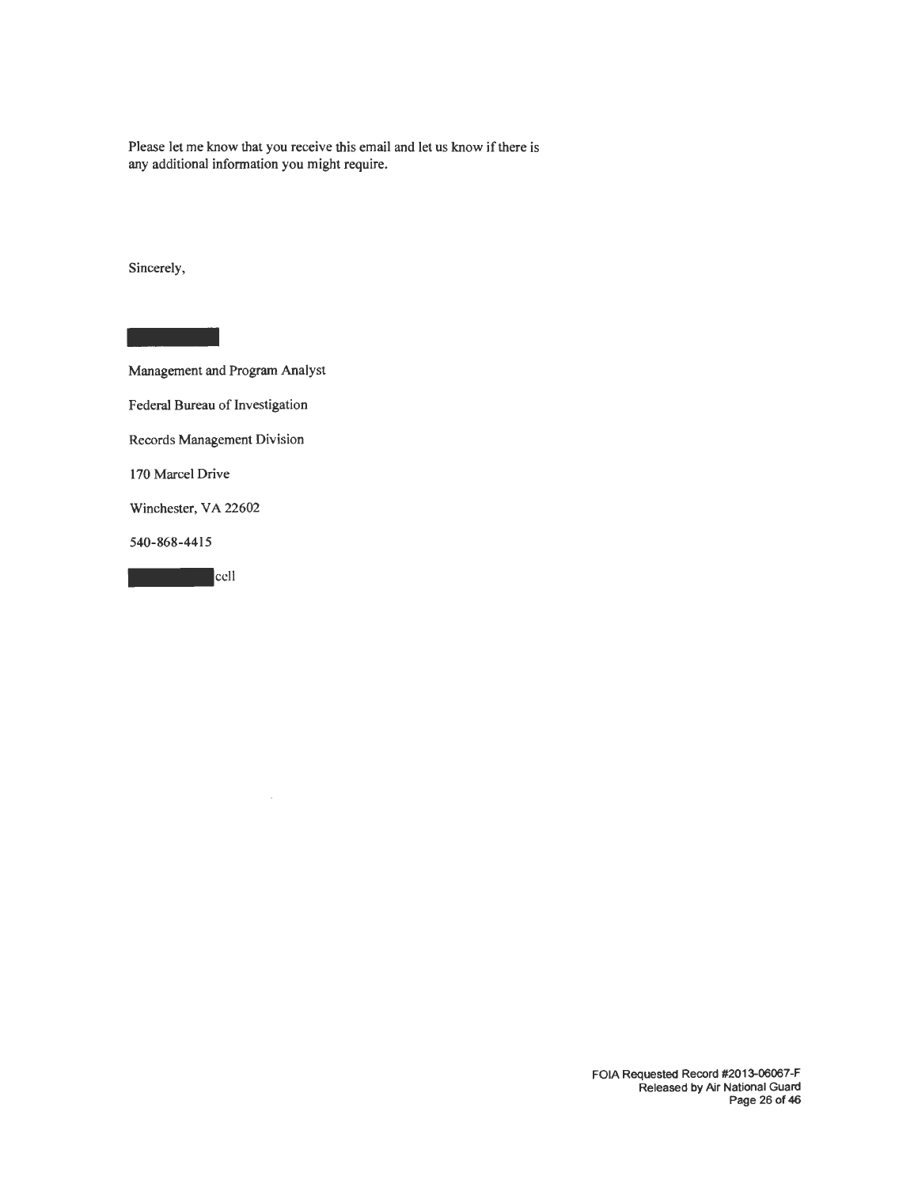Please let me know that you receive this email and let us know if there is any additional information you might require.

Sincerely,

[REDACTED]

Management and Program Analyst

Federal Bureau of Investigation

Records Management Division

170 Marcel Drive

Winchester, VA 22602

540-868-4415

[REDACTED] cell

FOIA Requested Record #2013-06067-F
Released by Air National Guard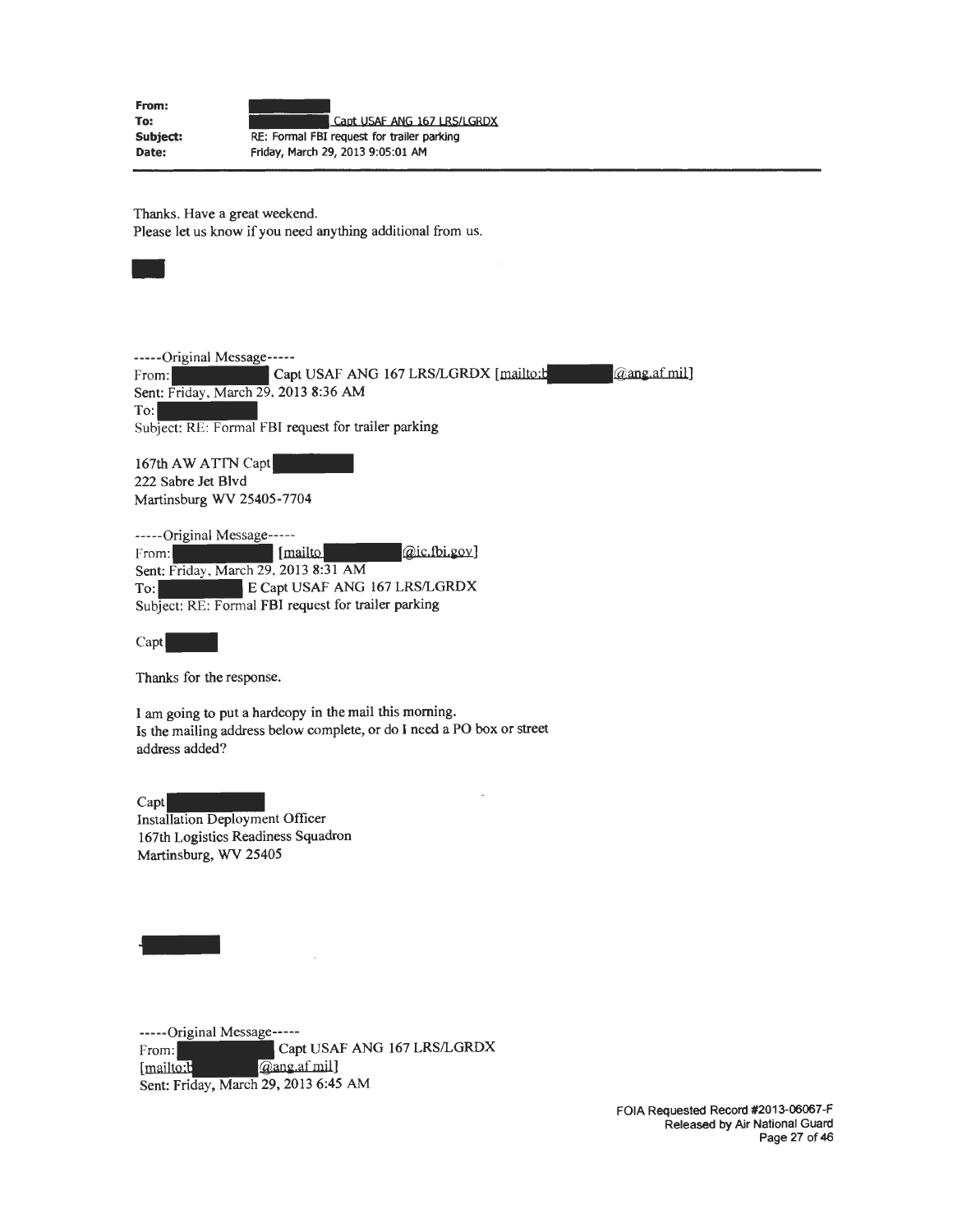| | |
|---|---|
| **From:** | |
| **To:** | Capt USAF ANG 167 LRS/LGRDX |
| **Subject:** | RE: Formal FBI request for trailer parking |
| **Date:** | Friday, March 29, 2013 9:05:01 AM |

---

Thanks. Have a great weekend.
Please let us know if you need anything additional from us.

-----Original Message-----
From: Capt USAF ANG 167 LRS/LGRDX [mailto: @ang.af.mil]
Sent: Friday, March 29, 2013 8:36 AM
To:
Subject: RE: Formal FBI request for trailer parking

167th AW ATTN Capt
222 Sabre Jet Blvd
Martinsburg WV 25405-7704

-----Original Message-----
From: [mailto @ic.fbi.gov]
Sent: Friday, March 29, 2013 8:31 AM
To: E Capt USAF ANG 167 LRS/LGRDX
Subject: RE: Formal FBI request for trailer parking

Capt

Thanks for the response.

I am going to put a hardcopy in the mail this morning.
Is the mailing address below complete, or do I need a PO box or street address added?

Capt
Installation Deployment Officer
167th Logistics Readiness Squadron
Martinsburg, WV 25405

-----Original Message-----
From: Capt USAF ANG 167 LRS/LGRDX
[mailto: @ang.af.mil]
Sent: Friday, March 29, 2013 6:45 AM

FOIA Requested Record #2013-06067-F
Released by Air National Guard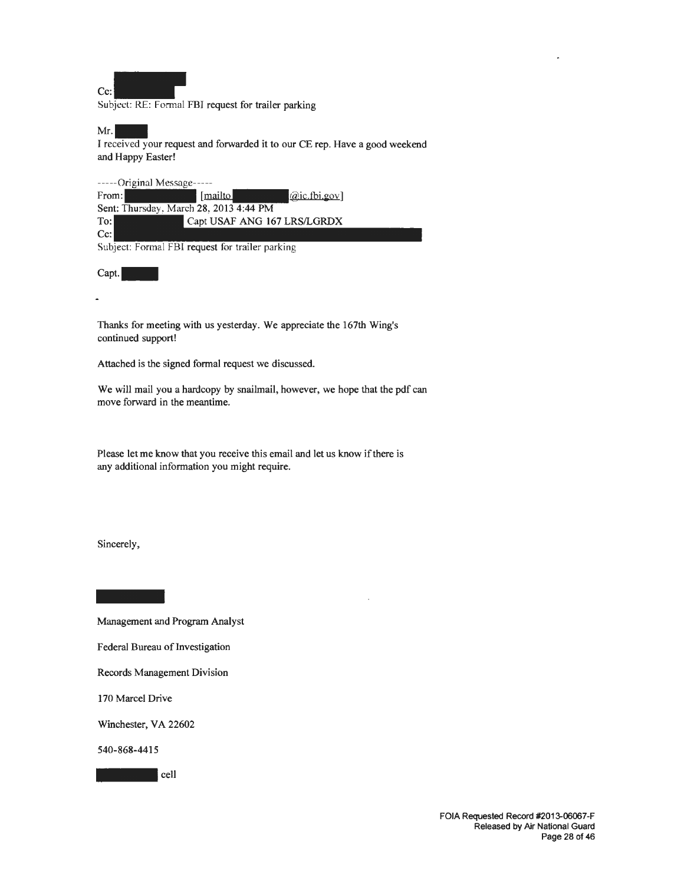Cc: 

Subject: RE: Formal FBI request for trailer parking

Mr. 

I received your request and forwarded it to our CE rep. Have a good weekend and Happy Easter!

-----Original Message-----

From: [mailto @ic.fbi.gov]

Sent: Thursday, March 28, 2013 4:44 PM

To: Capt USAF ANG 167 LRS/LGRDX

Cc: 

Subject: Formal FBI request for trailer parking

Capt. 

Thanks for meeting with us yesterday. We appreciate the 167th Wing's continued support!

Attached is the signed formal request we discussed.

We will mail you a hardcopy by snailmail, however, we hope that the pdf can move forward in the meantime.

Please let me know that you receive this email and let us know if there is any additional information you might require.

Sincerely,

Management and Program Analyst

Federal Bureau of Investigation

Records Management Division

170 Marcel Drive

Winchester, VA 22602

540-868-4415

cell

FOIA Requested Record #2013-06067-F
Released by Air National Guard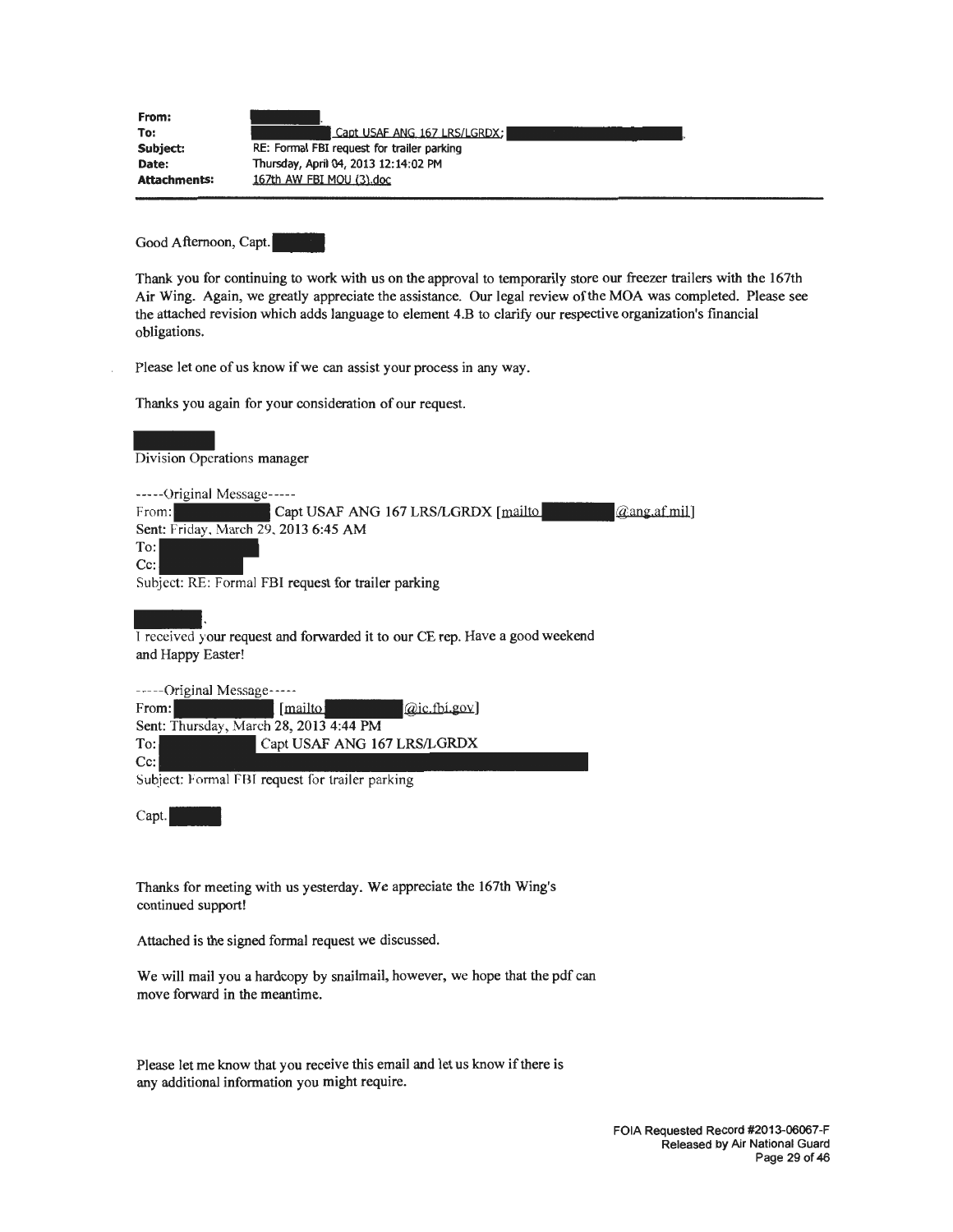**From:**
**To:** Capt USAF ANG 167 LRS/LGRDX;
**Subject:** RE: Formal FBI request for trailer parking
**Date:** Thursday, April 04, 2013 12:14:02 PM
**Attachments:** 167th AW FBI MOU (3).doc

---

Good Afternoon, Capt.

Thank you for continuing to work with us on the approval to temporarily store our freezer trailers with the 167th Air Wing. Again, we greatly appreciate the assistance. Our legal review of the MOA was completed. Please see the attached revision which adds language to element 4.B to clarify our respective organization's financial obligations.

Please let one of us know if we can assist your process in any way.

Thanks you again for your consideration of our request.

Division Operations manager

-----Original Message-----
From: Capt USAF ANG 167 LRS/LGRDX [mailto @ang.af.mil]
Sent: Friday, March 29, 2013 6:45 AM
To:
Cc:
Subject: RE: Formal FBI request for trailer parking

,
I received your request and forwarded it to our CE rep. Have a good weekend and Happy Easter!

-----Original Message-----
From: [mailto @ic.fbi.gov]
Sent: Thursday, March 28, 2013 4:44 PM
To: Capt USAF ANG 167 LRS/LGRDX
Cc:
Subject: Formal FBI request for trailer parking

Capt.

Thanks for meeting with us yesterday. We appreciate the 167th Wing's continued support!

Attached is the signed formal request we discussed.

We will mail you a hardcopy by snailmail, however, we hope that the pdf can move forward in the meantime.

Please let me know that you receive this email and let us know if there is any additional information you might require.

FOIA Requested Record #2013-06067-F
Released by Air National Guard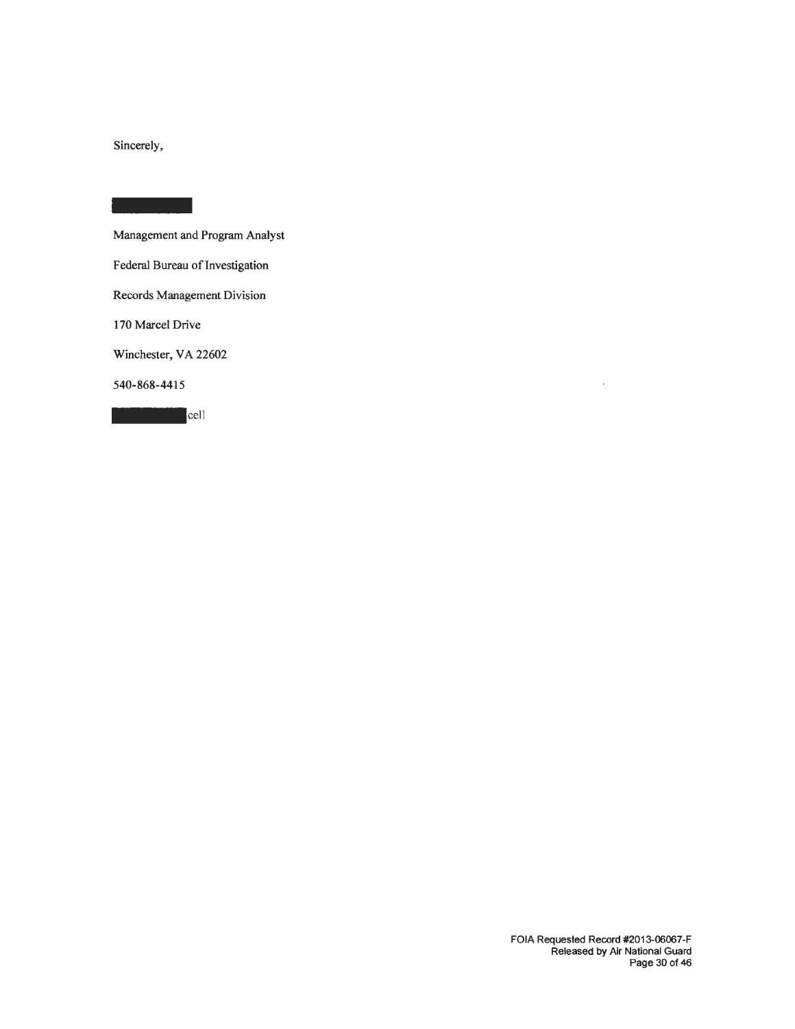Sincerely,

█████████

Management and Program Analyst

Federal Bureau of Investigation

Records Management Division

170 Marcel Drive

Winchester, VA 22602

540-868-4415

█████████ cell

FOIA Requested Record #2013-06067-F
Released by Air National Guard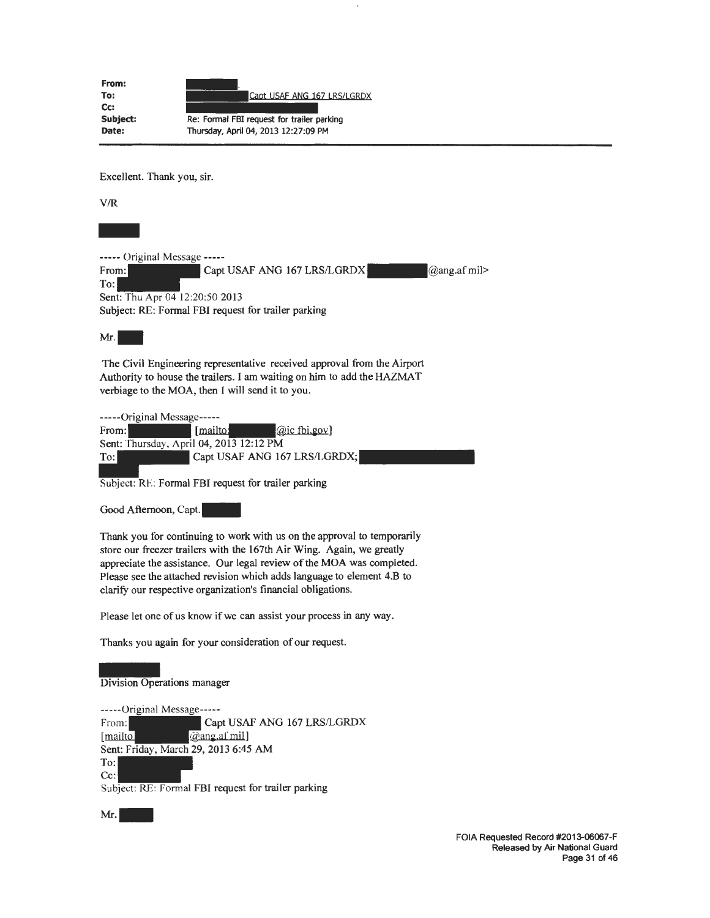**From:** 
**To:** Capt USAF ANG 167 LRS/LGRDX
**Cc:** 
**Subject:** Re: Formal FBI request for trailer parking
**Date:** Thursday, April 04, 2013 12:27:09 PM

---

Excellent. Thank you, sir.

V/R

----- Original Message -----
From: Capt USAF ANG 167 LRS/LGRDX @ang.af mil>
To: 
Sent: Thu Apr 04 12:20:50 2013
Subject: RE: Formal FBI request for trailer parking

Mr.

The Civil Engineering representative received approval from the Airport Authority to house the trailers. I am waiting on him to add the HAZMAT verbiage to the MOA, then I will send it to you.

-----Original Message-----
From: [mailto: @ic fbi.gov]
Sent: Thursday, April 04, 2013 12:12 PM
To: Capt USAF ANG 167 LRS/LGRDX;
Subject: RE: Formal FBI request for trailer parking

Good Afternoon, Capt.

Thank you for continuing to work with us on the approval to temporarily store our freezer trailers with the 167th Air Wing. Again, we greatly appreciate the assistance. Our legal review of the MOA was completed. Please see the attached revision which adds language to element 4.B to clarify our respective organization's financial obligations.

Please let one of us know if we can assist your process in any way.

Thanks you again for your consideration of our request.

Division Operations manager

-----Original Message-----
From: Capt USAF ANG 167 LRS/LGRDX
[mailto @ang.af mil]
Sent: Friday, March 29, 2013 6:45 AM
To: 
Cc: 
Subject: RE: Formal FBI request for trailer parking

Mr.

FOIA Requested Record #2013-06067-F
Released by Air National Guard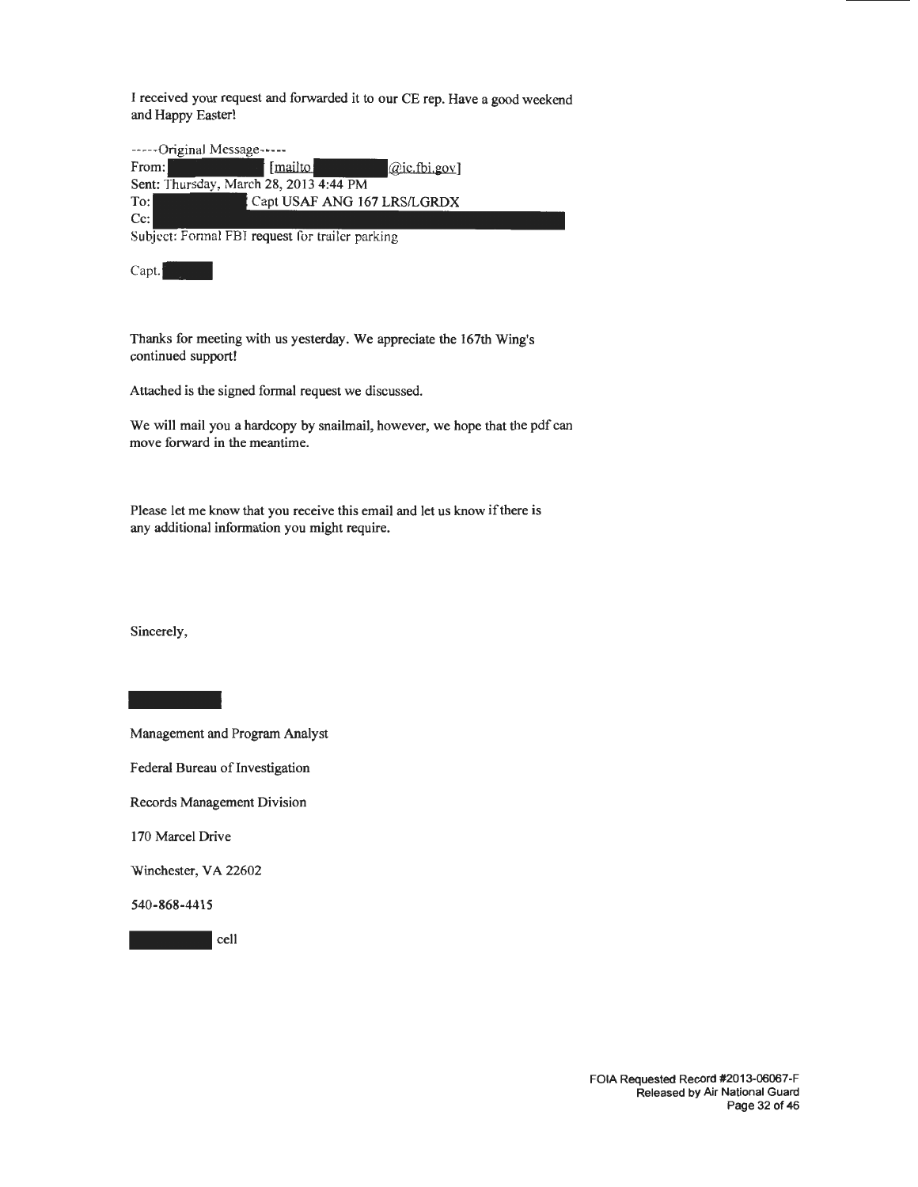I received your request and forwarded it to our CE rep. Have a good weekend and Happy Easter!

-----Original Message-----
From: [mailto @ic.fbi.gov]
Sent: Thursday, March 28, 2013 4:44 PM
To: Capt USAF ANG 167 LRS/LGRDX
Cc:
Subject: Formal FBI request for trailer parking

Capt.

Thanks for meeting with us yesterday. We appreciate the 167th Wing's continued support!

Attached is the signed formal request we discussed.

We will mail you a hardcopy by snailmail, however, we hope that the pdf can move forward in the meantime.

Please let me know that you receive this email and let us know if there is any additional information you might require.

Sincerely,

Management and Program Analyst

Federal Bureau of Investigation

Records Management Division

170 Marcel Drive

Winchester, VA 22602

540-868-4415

cell

FOIA Requested Record #2013-06067-F
Released by Air National Guard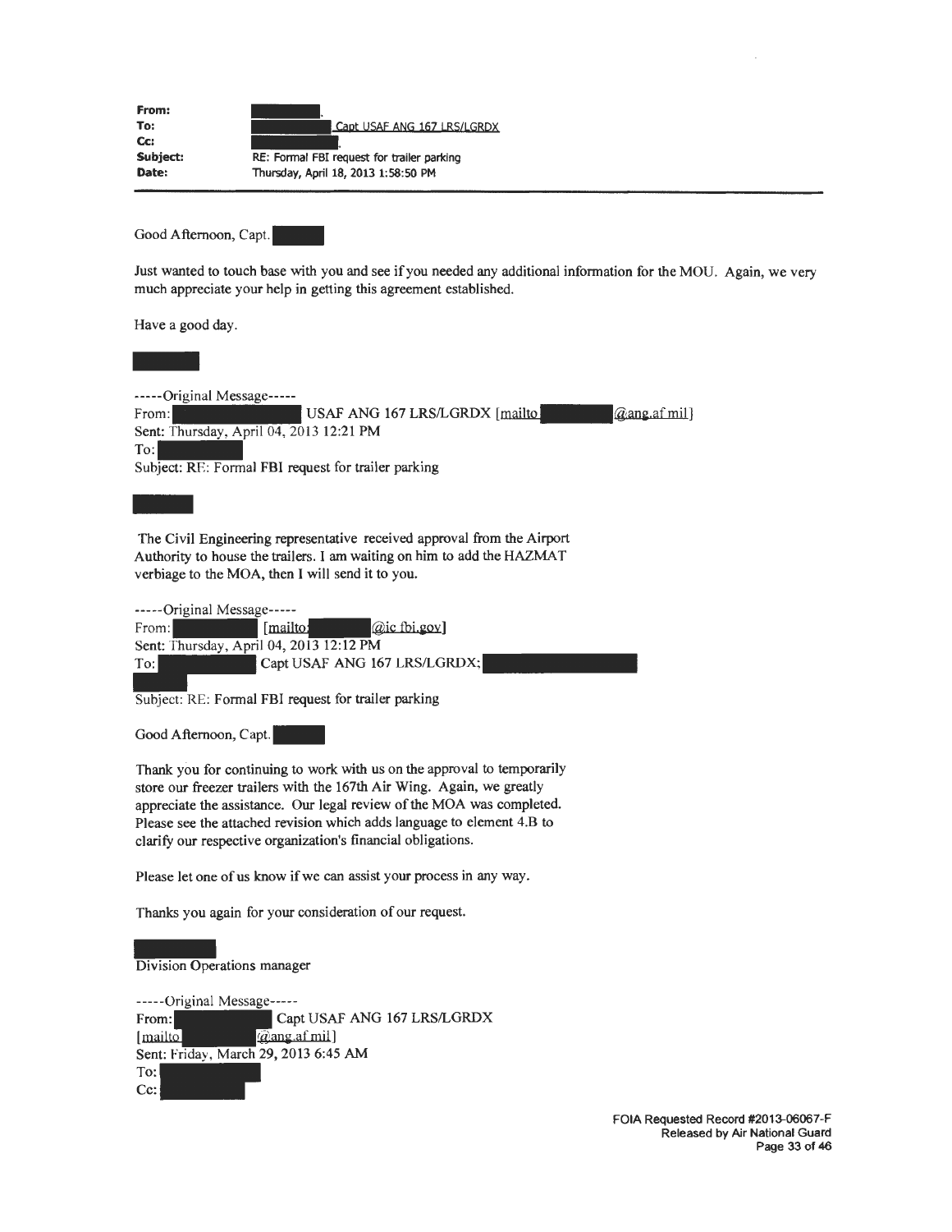**From:** .
**To:** Capt USAF ANG 167 LRS/LGRDX
**Cc:** .
**Subject:** RE: Formal FBI request for trailer parking
**Date:** Thursday, April 18, 2013 1:58:50 PM

---

Good Afternoon, Capt.

Just wanted to touch base with you and see if you needed any additional information for the MOU. Again, we very much appreciate your help in getting this agreement established.

Have a good day.

-----Original Message-----
From: USAF ANG 167 LRS/LGRDX [mailto @ang.af.mil]
Sent: Thursday, April 04, 2013 12:21 PM
To:
Subject: RE: Formal FBI request for trailer parking

The Civil Engineering representative received approval from the Airport Authority to house the trailers. I am waiting on him to add the HAZMAT verbiage to the MOA, then I will send it to you.

-----Original Message-----
From: [mailto: @ic.fbi.gov]
Sent: Thursday, April 04, 2013 12:12 PM
To: Capt USAF ANG 167 LRS/LGRDX;
Subject: RE: Formal FBI request for trailer parking

Good Afternoon, Capt.

Thank you for continuing to work with us on the approval to temporarily store our freezer trailers with the 167th Air Wing. Again, we greatly appreciate the assistance. Our legal review of the MOA was completed. Please see the attached revision which adds language to element 4.B to clarify our respective organization's financial obligations.

Please let one of us know if we can assist your process in any way.

Thanks you again for your consideration of our request.

Division Operations manager

-----Original Message-----
From: Capt USAF ANG 167 LRS/LGRDX [mailto @ang.af.mil]
Sent: Friday, March 29, 2013 6:45 AM
To:
Cc: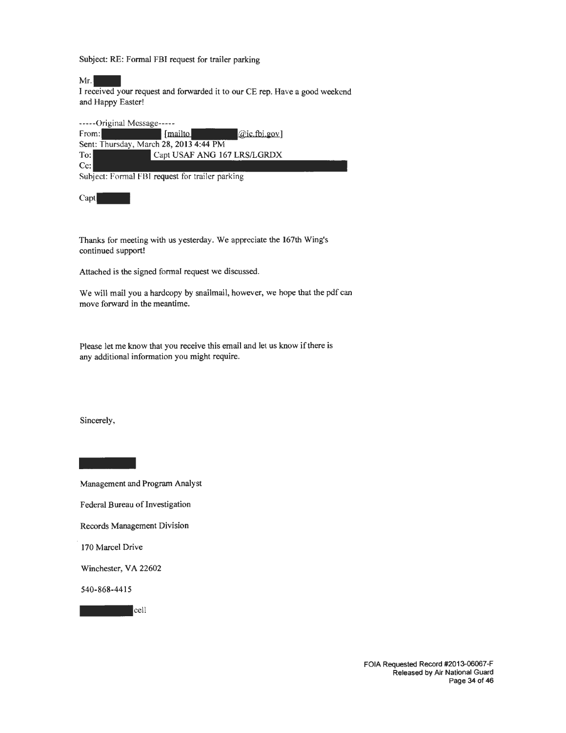Subject: RE: Formal FBI request for trailer parking

Mr. [REDACTED]

I received your request and forwarded it to our CE rep. Have a good weekend and Happy Easter!

-----Original Message-----

From: [REDACTED] [mailto [REDACTED] @ic.fbi.gov]

Sent: Thursday, March 28, 2013 4:44 PM

To: [REDACTED] Capt USAF ANG 167 LRS/LGRDX

Cc: [REDACTED]

Subject: Formal FBI request for trailer parking

Capt [REDACTED]

Thanks for meeting with us yesterday. We appreciate the 167th Wing's continued support!

Attached is the signed formal request we discussed.

We will mail you a hardcopy by snailmail, however, we hope that the pdf can move forward in the meantime.

Please let me know that you receive this email and let us know if there is any additional information you might require.

Sincerely,

[REDACTED]

Management and Program Analyst

Federal Bureau of Investigation

Records Management Division

170 Marcel Drive

Winchester, VA 22602

540-868-4415

[REDACTED] cell

FOIA Requested Record #2013-06067-F
Released by Air National Guard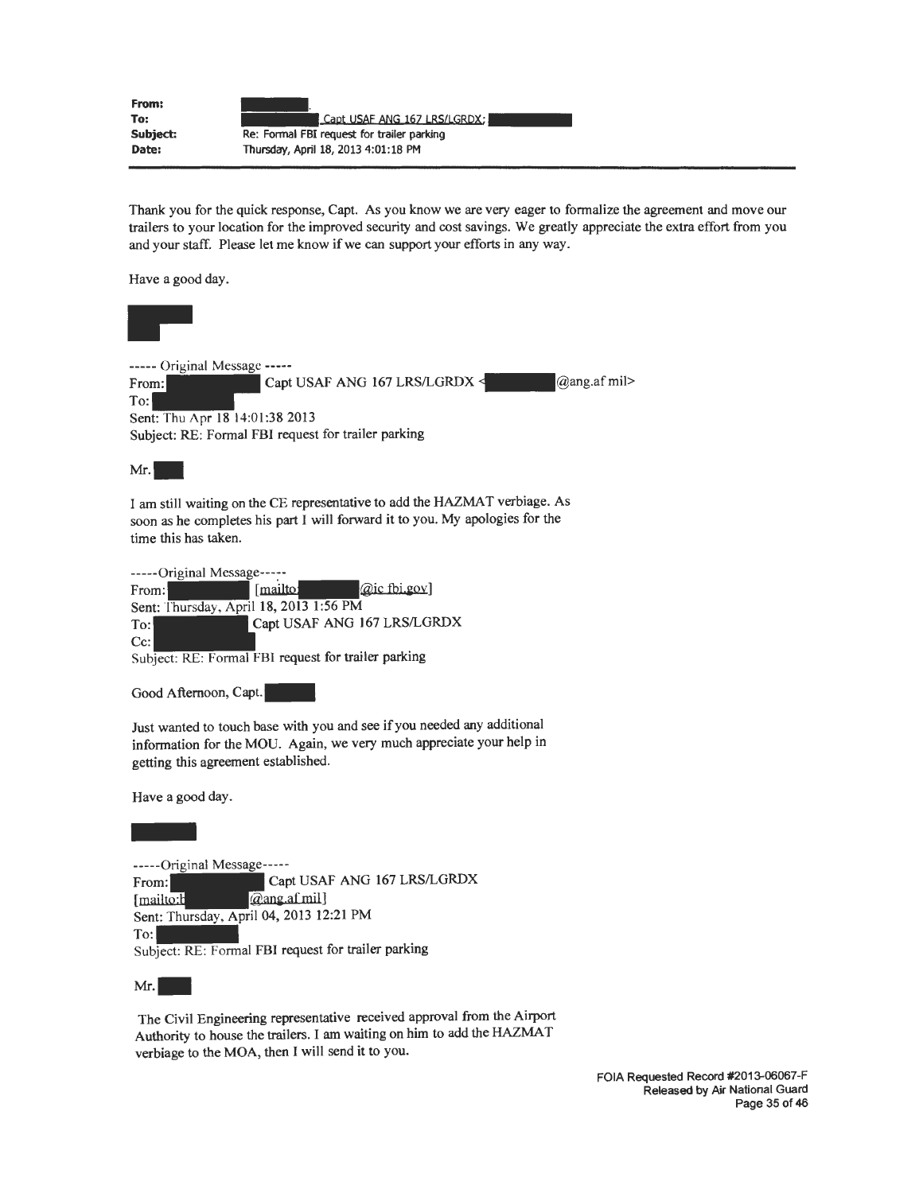**From:**
**To:** Capt USAF ANG 167 LRS/LGRDX;
**Subject:** Re: Formal FBI request for trailer parking
**Date:** Thursday, April 18, 2013 4:01:18 PM

---

Thank you for the quick response, Capt. As you know we are very eager to formalize the agreement and move our trailers to your location for the improved security and cost savings. We greatly appreciate the extra effort from you and your staff. Please let me know if we can support your efforts in any way.

Have a good day.

----- Original Message -----
From: Capt USAF ANG 167 LRS/LGRDX < @ang.af mil>
To:
Sent: Thu Apr 18 14:01:38 2013
Subject: RE: Formal FBI request for trailer parking

Mr.

I am still waiting on the CE representative to add the HAZMAT verbiage. As soon as he completes his part I will forward it to you. My apologies for the time this has taken.

-----Original Message-----
From: [mailto: @ic fbi.gov]
Sent: Thursday, April 18, 2013 1:56 PM
To: Capt USAF ANG 167 LRS/LGRDX
Cc:
Subject: RE: Formal FBI request for trailer parking

Good Afternoon, Capt.

Just wanted to touch base with you and see if you needed any additional information for the MOU. Again, we very much appreciate your help in getting this agreement established.

Have a good day.

-----Original Message-----
From: Capt USAF ANG 167 LRS/LGRDX
[mailto: @ang.af mil]
Sent: Thursday, April 04, 2013 12:21 PM
To:
Subject: RE: Formal FBI request for trailer parking

Mr.

The Civil Engineering representative received approval from the Airport Authority to house the trailers. I am waiting on him to add the HAZMAT verbiage to the MOA, then I will send it to you.

FOIA Requested Record #2013-06067-F
Released by Air National Guard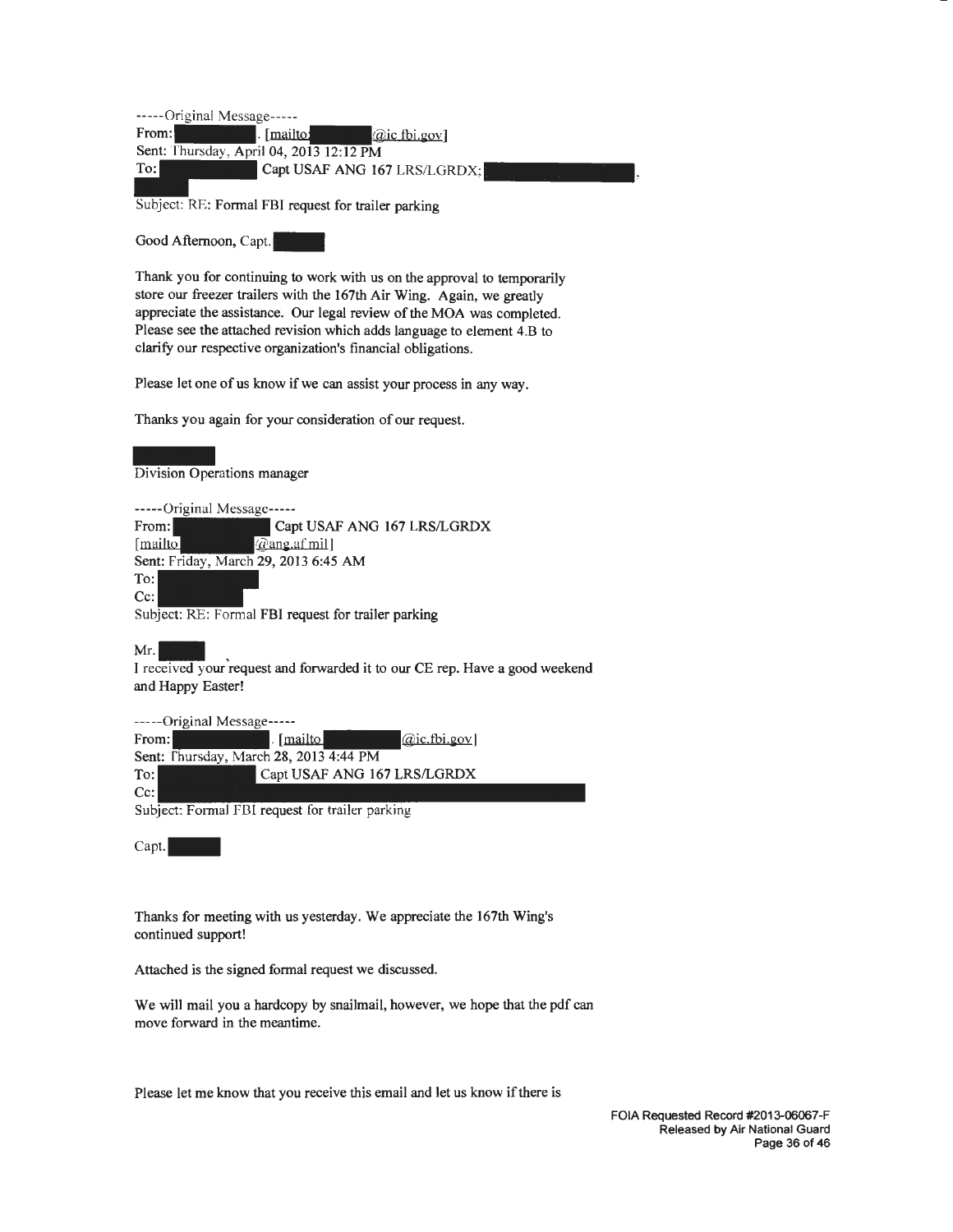-----Original Message-----
From: [redacted] . [mailto: [redacted] @ic.fbi.gov]
Sent: Thursday, April 04, 2013 12:12 PM
To: [redacted] Capt USAF ANG 167 LRS/LGRDX; [redacted] ,
[redacted]
Subject: RE: Formal FBI request for trailer parking

Good Afternoon, Capt. [redacted]

Thank you for continuing to work with us on the approval to temporarily store our freezer trailers with the 167th Air Wing. Again, we greatly appreciate the assistance. Our legal review of the MOA was completed. Please see the attached revision which adds language to element 4.B to clarify our respective organization's financial obligations.

Please let one of us know if we can assist your process in any way.

Thanks you again for your consideration of our request.

[redacted]
Division Operations manager

-----Original Message-----
From: [redacted] Capt USAF ANG 167 LRS/LGRDX
[mailto [redacted] @ang.af.mil]
Sent: Friday, March 29, 2013 6:45 AM
To: [redacted]
Cc: [redacted]
Subject: RE: Formal FBI request for trailer parking

Mr. [redacted]
I received your request and forwarded it to our CE rep. Have a good weekend and Happy Easter!

-----Original Message-----
From: [redacted] . [mailto [redacted] @ic.fbi.gov]
Sent: Thursday, March 28, 2013 4:44 PM
To: [redacted] Capt USAF ANG 167 LRS/LGRDX
Cc: [redacted]
Subject: Formal FBI request for trailer parking

Capt. [redacted]

Thanks for meeting with us yesterday. We appreciate the 167th Wing's continued support!

Attached is the signed formal request we discussed.

We will mail you a hardcopy by snailmail, however, we hope that the pdf can move forward in the meantime.

Please let me know that you receive this email and let us know if there is

FOIA Requested Record #2013-06067-F
Released by Air National Guard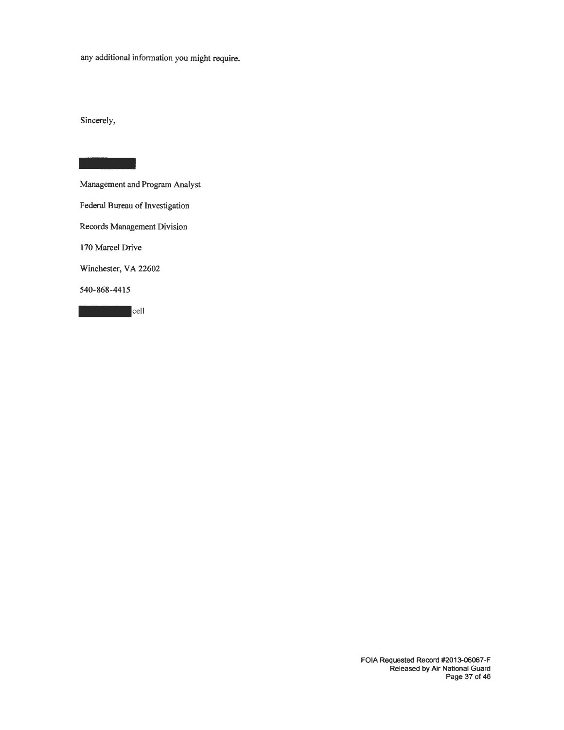any additional information you might require.

Sincerely,

Management and Program Analyst

Federal Bureau of Investigation

Records Management Division

170 Marcel Drive

Winchester, VA 22602

540-868-4415

cell

FOIA Requested Record #2013-06067-F
Released by Air National Guard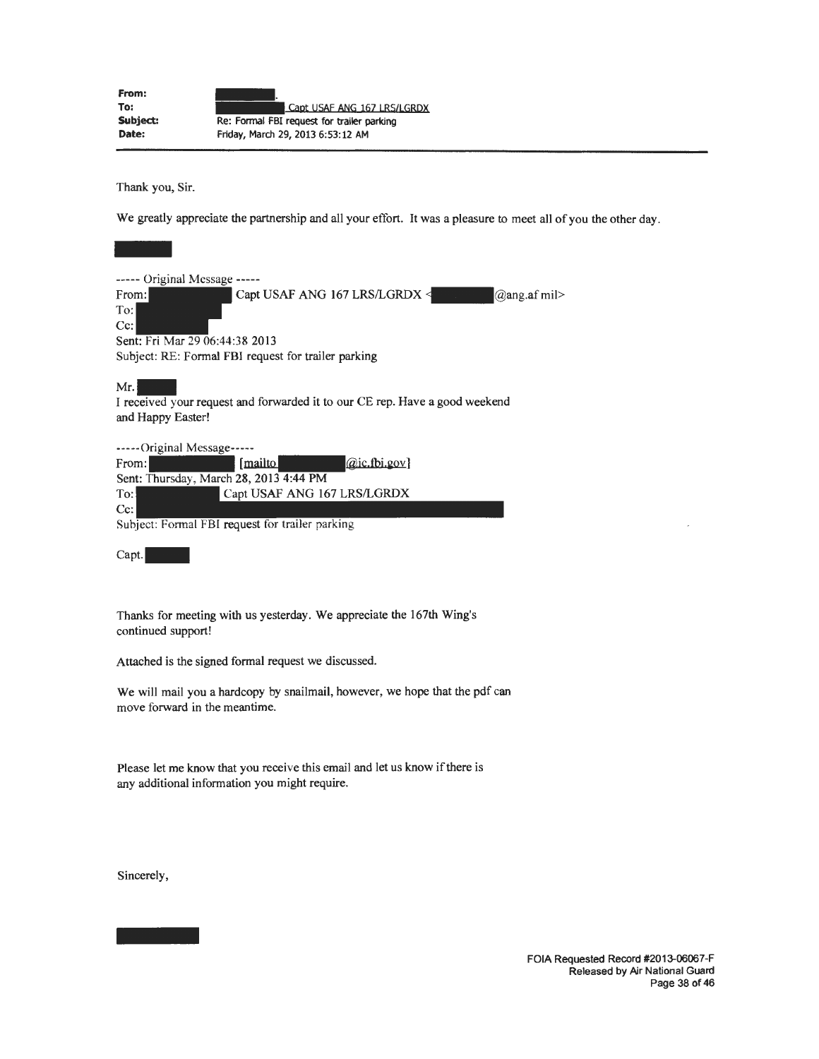| | |
|---|---|
| **From:** | [REDACTED]. |
| **To:** | [REDACTED] Capt USAF ANG 167 LRS/LGRDX |
| **Subject:** | Re: Formal FBI request for trailer parking |
| **Date:** | Friday, March 29, 2013 6:53:12 AM |

Thank you, Sir.

We greatly appreciate the partnership and all your effort. It was a pleasure to meet all of you the other day.

[REDACTED]

----- Original Message -----
From: [REDACTED] Capt USAF ANG 167 LRS/LGRDX <[REDACTED]@ang.af mil>
To: [REDACTED]
Cc: [REDACTED]
Sent: Fri Mar 29 06:44:38 2013
Subject: RE: Formal FBI request for trailer parking

Mr. [REDACTED]
I received your request and forwarded it to our CE rep. Have a good weekend and Happy Easter!

-----Original Message-----
From: [REDACTED] [mailto [REDACTED]@ic.fbi.gov]
Sent: Thursday, March 28, 2013 4:44 PM
To: [REDACTED] Capt USAF ANG 167 LRS/LGRDX
Cc: [REDACTED]
Subject: Formal FBI request for trailer parking

Capt. [REDACTED]

Thanks for meeting with us yesterday. We appreciate the 167th Wing's continued support!

Attached is the signed formal request we discussed.

We will mail you a hardcopy by snailmail, however, we hope that the pdf can move forward in the meantime.

Please let me know that you receive this email and let us know if there is any additional information you might require.

Sincerely,

[REDACTED]

FOIA Requested Record #2013-06067-F
Released by Air National Guard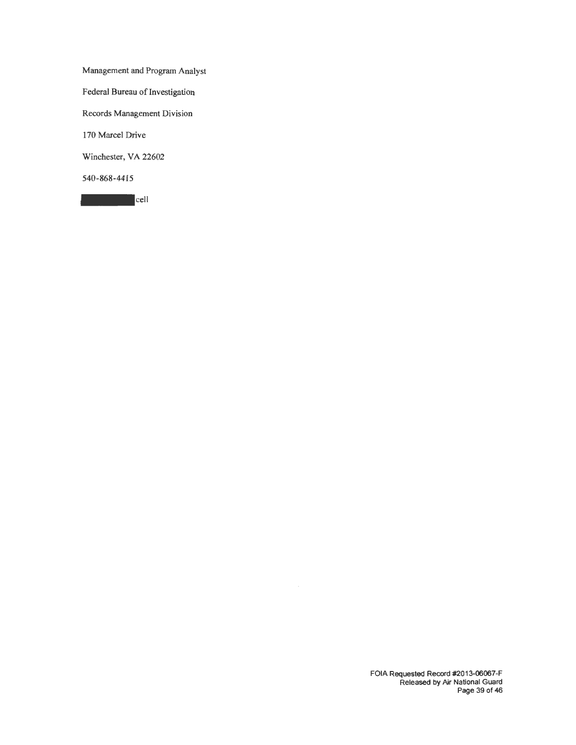Management and Program Analyst

Federal Bureau of Investigation

Records Management Division

170 Marcel Drive

Winchester, VA 22602

540-868-4415

[REDACTED] cell

FOIA Requested Record #2013-06067-F
Released by Air National Guard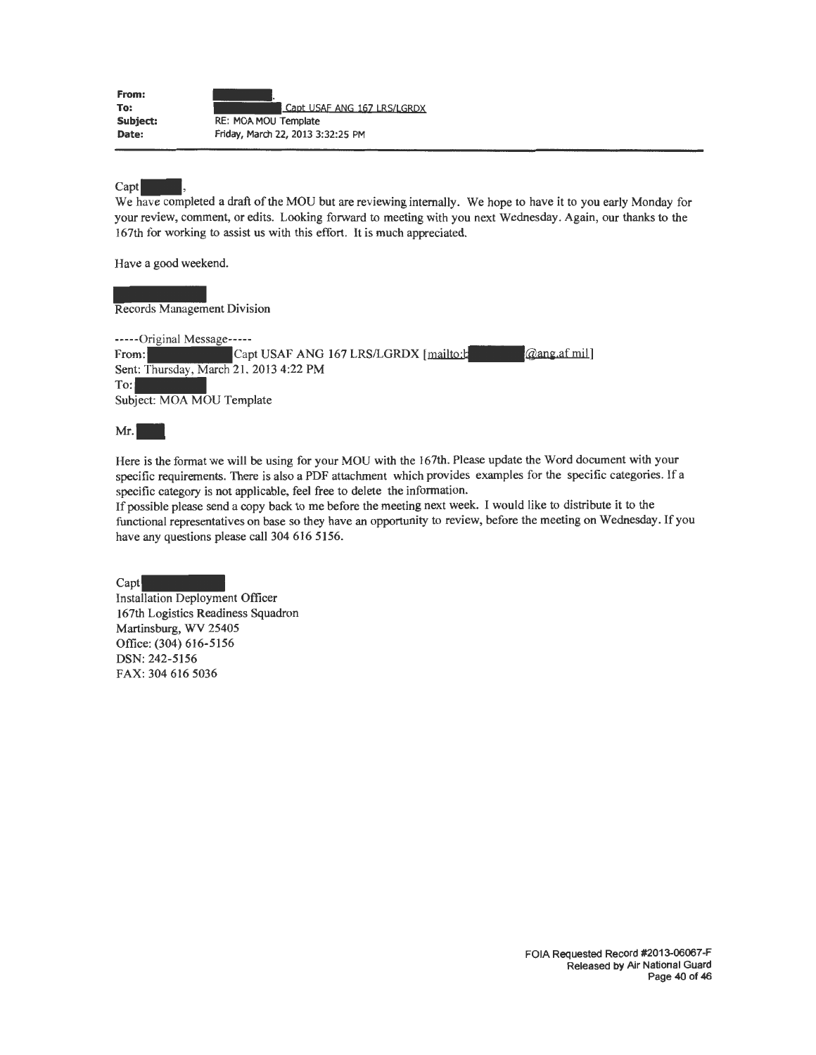**From:** [REDACTED].
**To:** [REDACTED] Capt USAF ANG 167 LRS/LGRDX
**Subject:** RE: MOA MOU Template
**Date:** Friday, March 22, 2013 3:32:25 PM

---

Capt [REDACTED],

We have completed a draft of the MOU but are reviewing internally. We hope to have it to you early Monday for your review, comment, or edits. Looking forward to meeting with you next Wednesday. Again, our thanks to the 167th for working to assist us with this effort. It is much appreciated.

Have a good weekend.

[REDACTED]
Records Management Division

-----Original Message-----
From: [REDACTED] Capt USAF ANG 167 LRS/LGRDX [mailto:[REDACTED]@ang.af.mil]
Sent: Thursday, March 21, 2013 4:22 PM
To: [REDACTED]
Subject: MOA MOU Template

Mr. [REDACTED]

Here is the format we will be using for your MOU with the 167th. Please update the Word document with your specific requirements. There is also a PDF attachment which provides examples for the specific categories. If a specific category is not applicable, feel free to delete the information.
If possible please send a copy back to me before the meeting next week. I would like to distribute it to the functional representatives on base so they have an opportunity to review, before the meeting on Wednesday. If you have any questions please call 304 616 5156.

Capt [REDACTED]
Installation Deployment Officer
167th Logistics Readiness Squadron
Martinsburg, WV 25405
Office: (304) 616-5156
DSN: 242-5156
FAX: 304 616 5036

FOIA Requested Record #2013-06067-F
Released by Air National Guard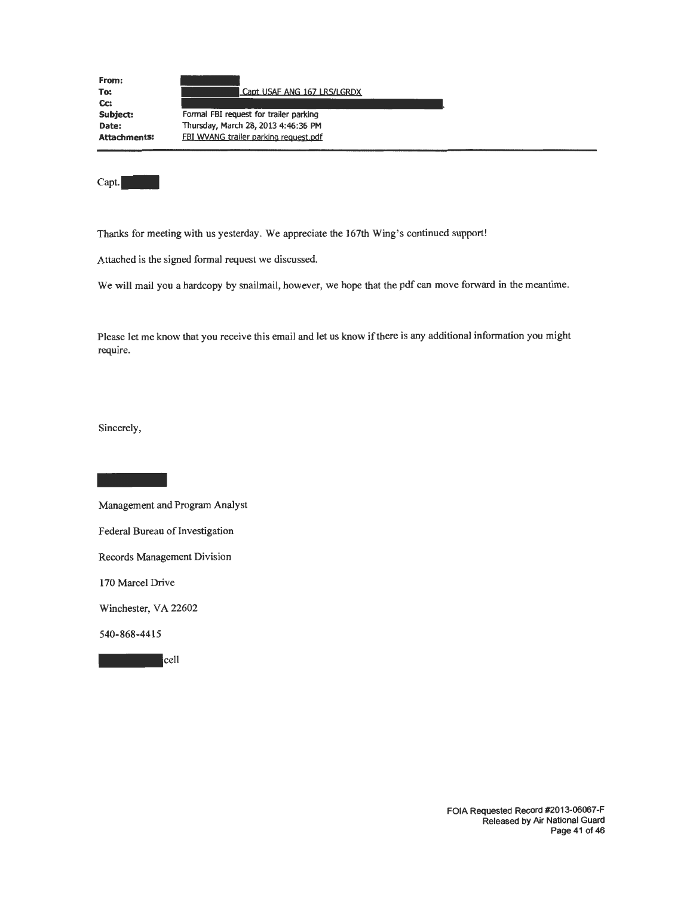**From:** 
**To:** Capt USAF ANG 167 LRS/LGRDX
**Cc:** 
**Subject:** Formal FBI request for trailer parking
**Date:** Thursday, March 28, 2013 4:46:36 PM
**Attachments:** FBI WVANG trailer parking request.pdf

---

Capt.

Thanks for meeting with us yesterday. We appreciate the 167th Wing's continued support!

Attached is the signed formal request we discussed.

We will mail you a hardcopy by snailmail, however, we hope that the pdf can move forward in the meantime.

Please let me know that you receive this email and let us know if there is any additional information you might require.

Sincerely,

Management and Program Analyst

Federal Bureau of Investigation

Records Management Division

170 Marcel Drive

Winchester, VA 22602

540-868-4415

cell

FOIA Requested Record #2013-06067-F
Released by Air National Guard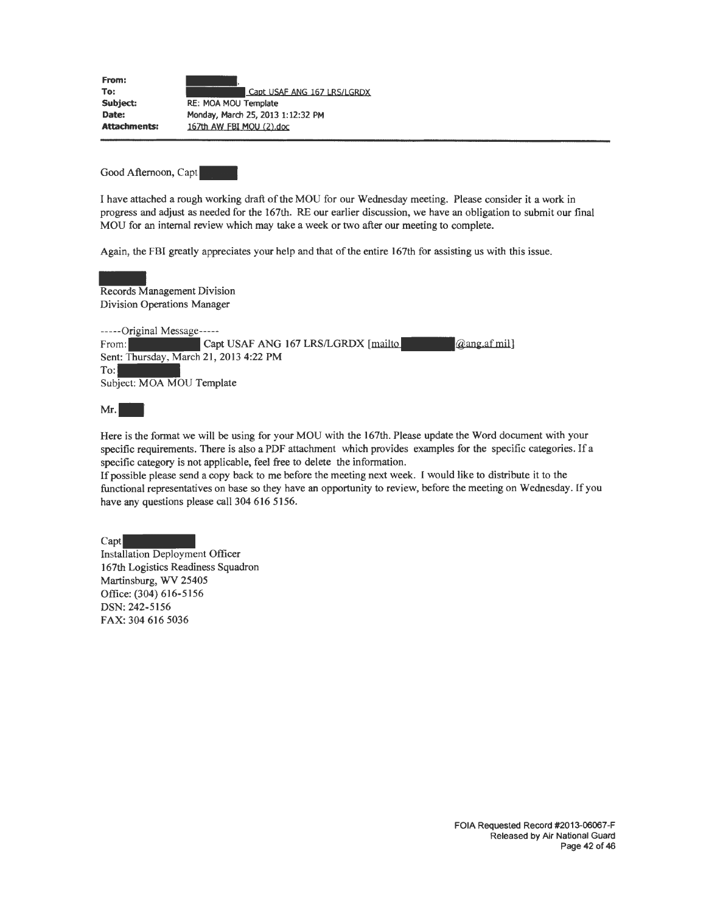| | |
|---|---|
| **From:** | . |
| **To:** | Capt USAF ANG 167 LRS/LGRDX |
| **Subject:** | RE: MOA MOU Template |
| **Date:** | Monday, March 25, 2013 1:12:32 PM |
| **Attachments:** | 167th AW FBI MOU (2).doc |

Good Afternoon, Capt

I have attached a rough working draft of the MOU for our Wednesday meeting. Please consider it a work in progress and adjust as needed for the 167th. RE our earlier discussion, we have an obligation to submit our final MOU for an internal review which may take a week or two after our meeting to complete.

Again, the FBI greatly appreciates your help and that of the entire 167th for assisting us with this issue.

Records Management Division
Division Operations Manager

-----Original Message-----
From: Capt USAF ANG 167 LRS/LGRDX [mailto @ang.af.mil]
Sent: Thursday, March 21, 2013 4:22 PM
To:
Subject: MOA MOU Template

Mr.

Here is the format we will be using for your MOU with the 167th. Please update the Word document with your specific requirements. There is also a PDF attachment which provides examples for the specific categories. If a specific category is not applicable, feel free to delete the information.
If possible please send a copy back to me before the meeting next week. I would like to distribute it to the functional representatives on base so they have an opportunity to review, before the meeting on Wednesday. If you have any questions please call 304 616 5156.

Capt
Installation Deployment Officer
167th Logistics Readiness Squadron
Martinsburg, WV 25405
Office: (304) 616-5156
DSN: 242-5156
FAX: 304 616 5036

FOIA Requested Record #2013-06067-F
Released by Air National Guard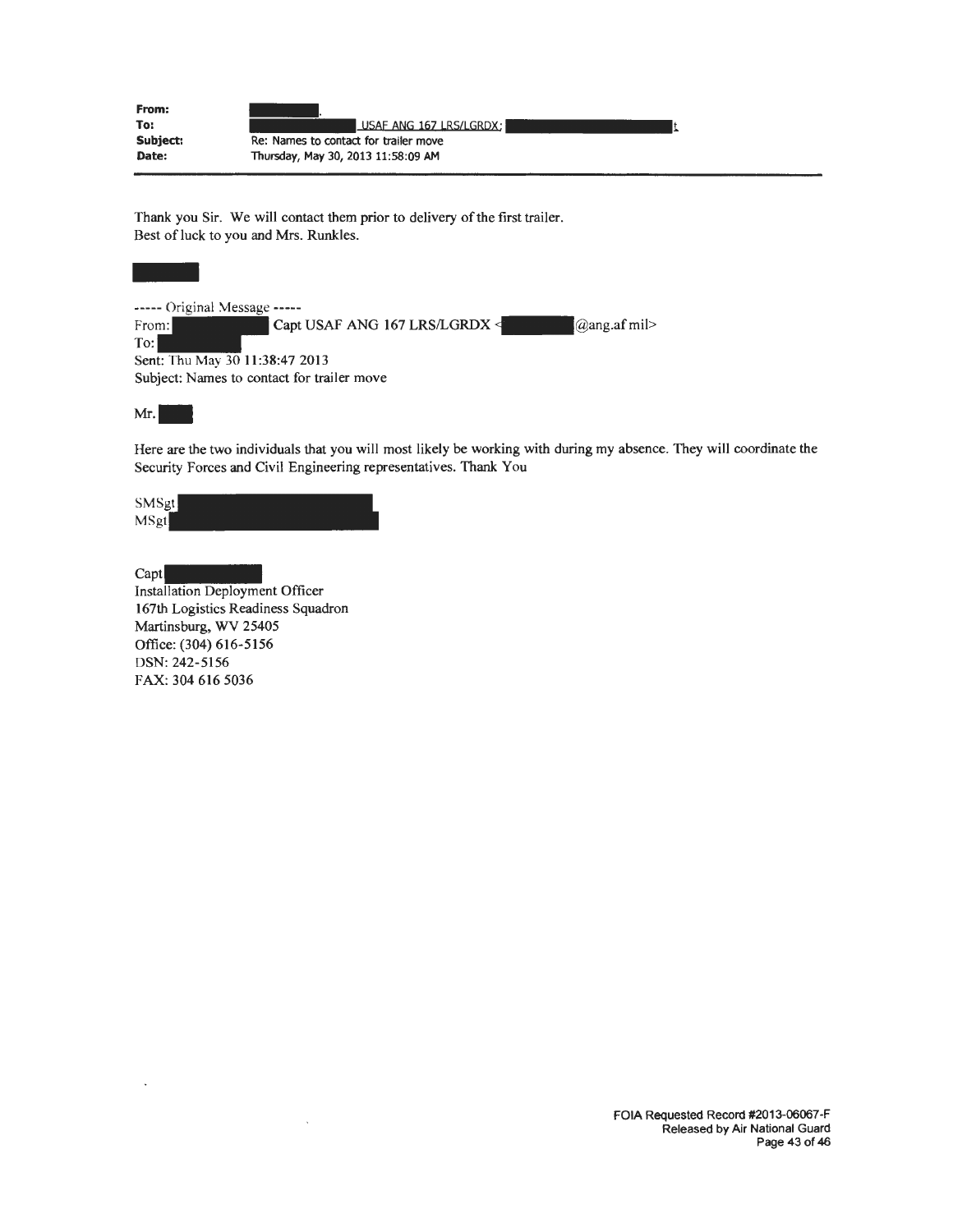**From:** [redacted].
**To:** [redacted] USAF ANG 167 LRS/LGRDX; [redacted]t
**Subject:** Re: Names to contact for trailer move
**Date:** Thursday, May 30, 2013 11:58:09 AM

---

Thank you Sir. We will contact them prior to delivery of the first trailer.
Best of luck to you and Mrs. Runkles.

[redacted]

----- Original Message -----
From: [redacted] Capt USAF ANG 167 LRS/LGRDX <[redacted]@ang.af mil>
To: [redacted]
Sent: Thu May 30 11:38:47 2013
Subject: Names to contact for trailer move

Mr. [redacted]

Here are the two individuals that you will most likely be working with during my absence. They will coordinate the Security Forces and Civil Engineering representatives. Thank You

SMSgt [redacted]
MSgt [redacted]

Capt [redacted]
Installation Deployment Officer
167th Logistics Readiness Squadron
Martinsburg, WV 25405
Office: (304) 616-5156
DSN: 242-5156
FAX: 304 616 5036

FOIA Requested Record #2013-06067-F
Released by Air National Guard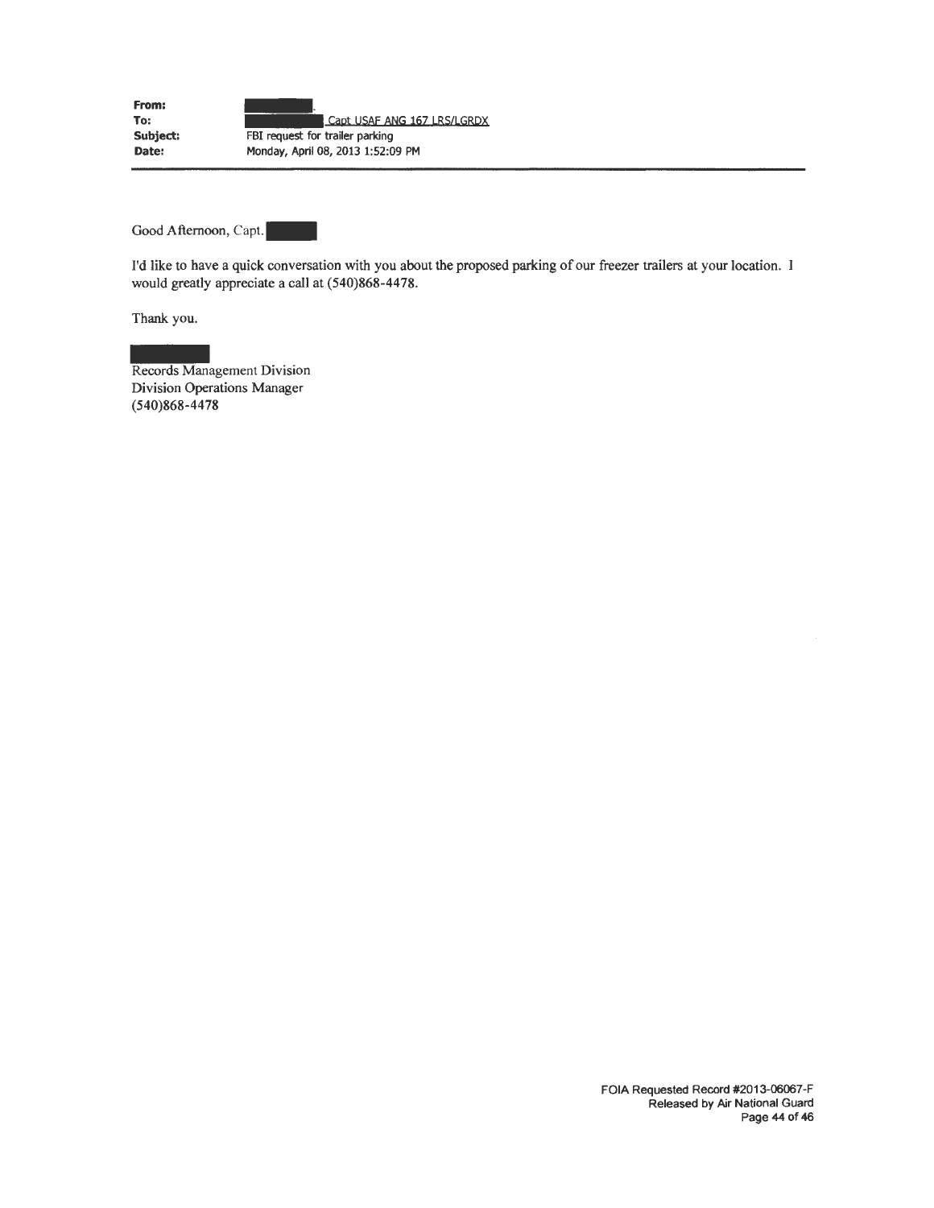**From:** [REDACTED].
**To:** [REDACTED] Capt USAF ANG 167 LRS/LGRDX
**Subject:** FBI request for trailer parking
**Date:** Monday, April 08, 2013 1:52:09 PM

---

Good Afternoon, Capt. [REDACTED]

I'd like to have a quick conversation with you about the proposed parking of our freezer trailers at your location. I would greatly appreciate a call at (540)868-4478.

Thank you.

[REDACTED]
Records Management Division
Division Operations Manager
(540)868-4478

FOIA Requested Record #2013-06067-F
Released by Air National Guard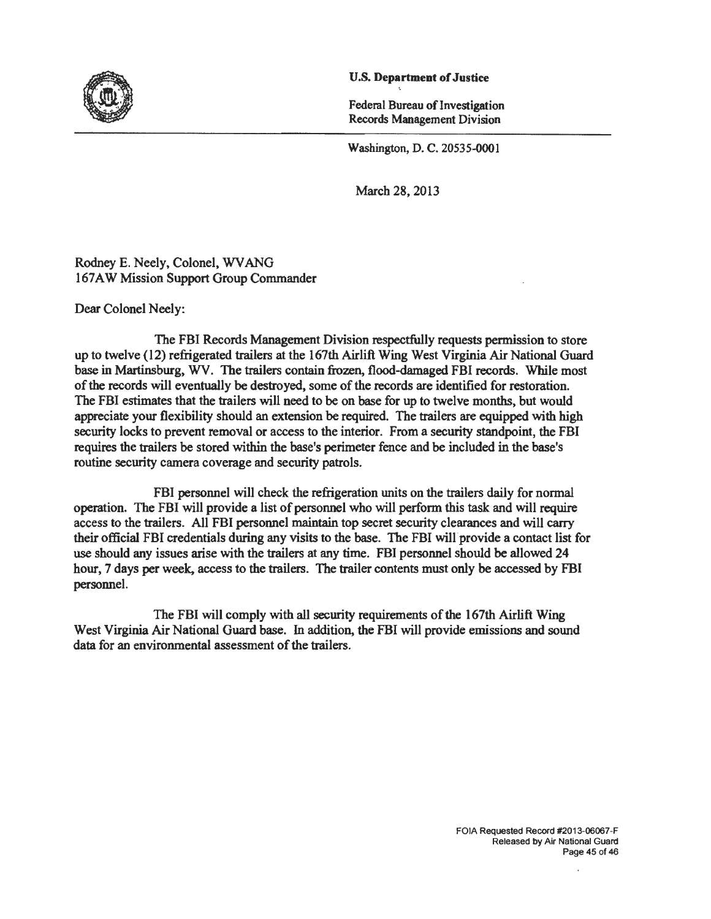**U.S. Department of Justice**

Federal Bureau of Investigation
Records Management Division

Washington, D. C. 20535-0001

March 28, 2013

Rodney E. Neely, Colonel, WVANG
167AW Mission Support Group Commander

Dear Colonel Neely:

The FBI Records Management Division respectfully requests permission to store up to twelve (12) refrigerated trailers at the 167th Airlift Wing West Virginia Air National Guard base in Martinsburg, WV. The trailers contain frozen, flood-damaged FBI records. While most of the records will eventually be destroyed, some of the records are identified for restoration. The FBI estimates that the trailers will need to be on base for up to twelve months, but would appreciate your flexibility should an extension be required. The trailers are equipped with high security locks to prevent removal or access to the interior. From a security standpoint, the FBI requires the trailers be stored within the base's perimeter fence and be included in the base's routine security camera coverage and security patrols.

FBI personnel will check the refrigeration units on the trailers daily for normal operation. The FBI will provide a list of personnel who will perform this task and will require access to the trailers. All FBI personnel maintain top secret security clearances and will carry their official FBI credentials during any visits to the base. The FBI will provide a contact list for use should any issues arise with the trailers at any time. FBI personnel should be allowed 24 hour, 7 days per week, access to the trailers. The trailer contents must only be accessed by FBI personnel.

The FBI will comply with all security requirements of the 167th Airlift Wing West Virginia Air National Guard base. In addition, the FBI will provide emissions and sound data for an environmental assessment of the trailers.

FOIA Requested Record #2013-06067-F
Released by Air National Guard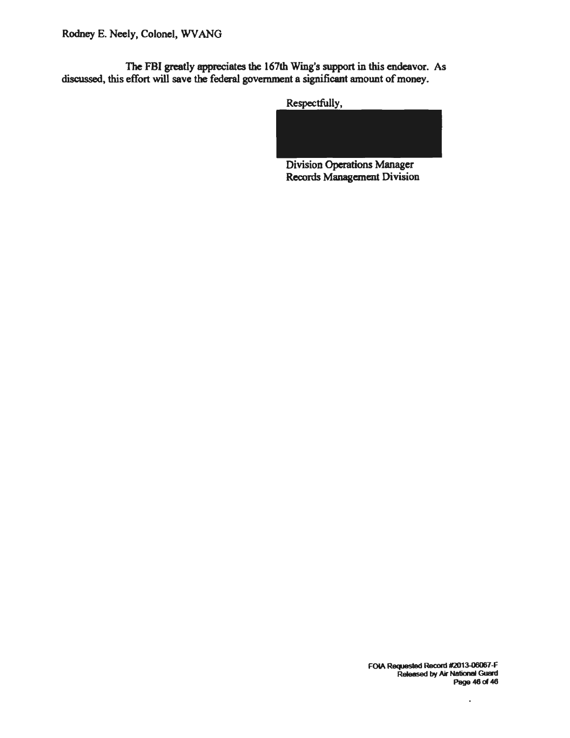Rodney E. Neely, Colonel, WVANG

The FBI greatly appreciates the 167th Wing's support in this endeavor. As discussed, this effort will save the federal government a significant amount of money.

Respectfully,

Division Operations Manager
Records Management Division

FOIA Requested Record #2013-06067-F
Released by Air National Guard